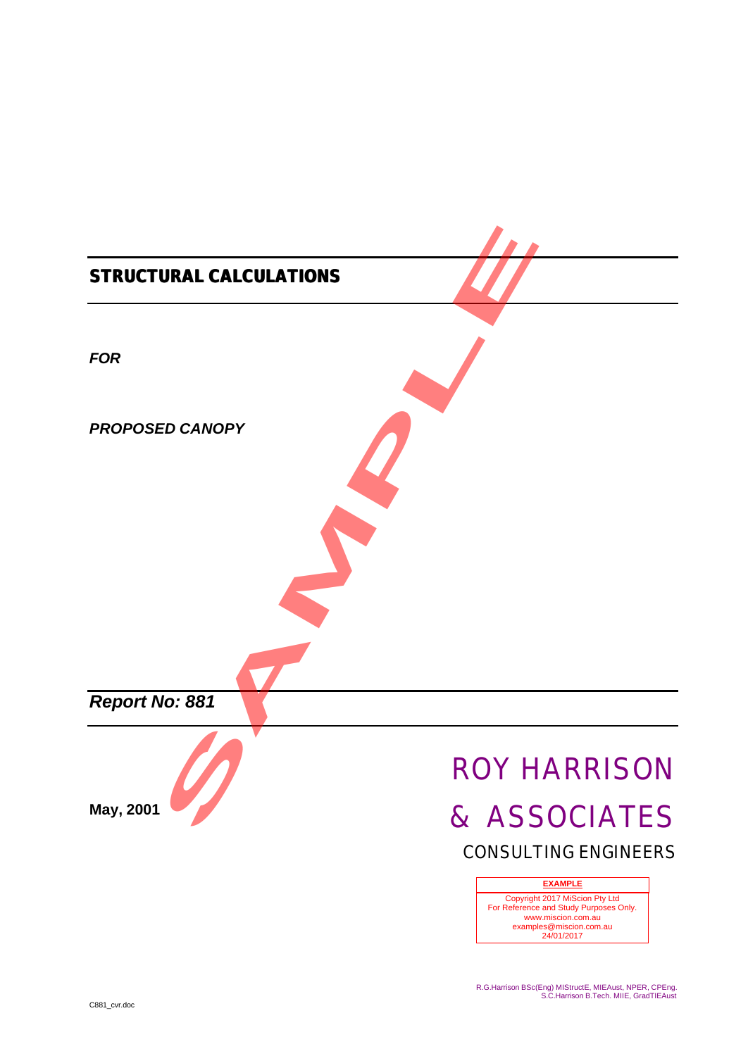# STRUCTURAL CALCULATIONS

***FOR***

***PROPOSED CANOPY***

***Report No: 881***

**May, 2001**

ROY HARRISON

& ASSOCIATES

CONSULTING ENGINEERS

| EXAMPLE |
|---|
| Copyright 2017 MiScion Pty Ltd<br>For Reference and Study Purposes Only.<br>www.miscion.com.au<br>examples@miscion.com.au<br>24/01/2017 |

R.G.Harrison BSc(Eng) MIStructE, MIEAust, NPER, CPEng.
S.C.Harrison B.Tech. MIIE, GradTIEAust

C881_cvr.doc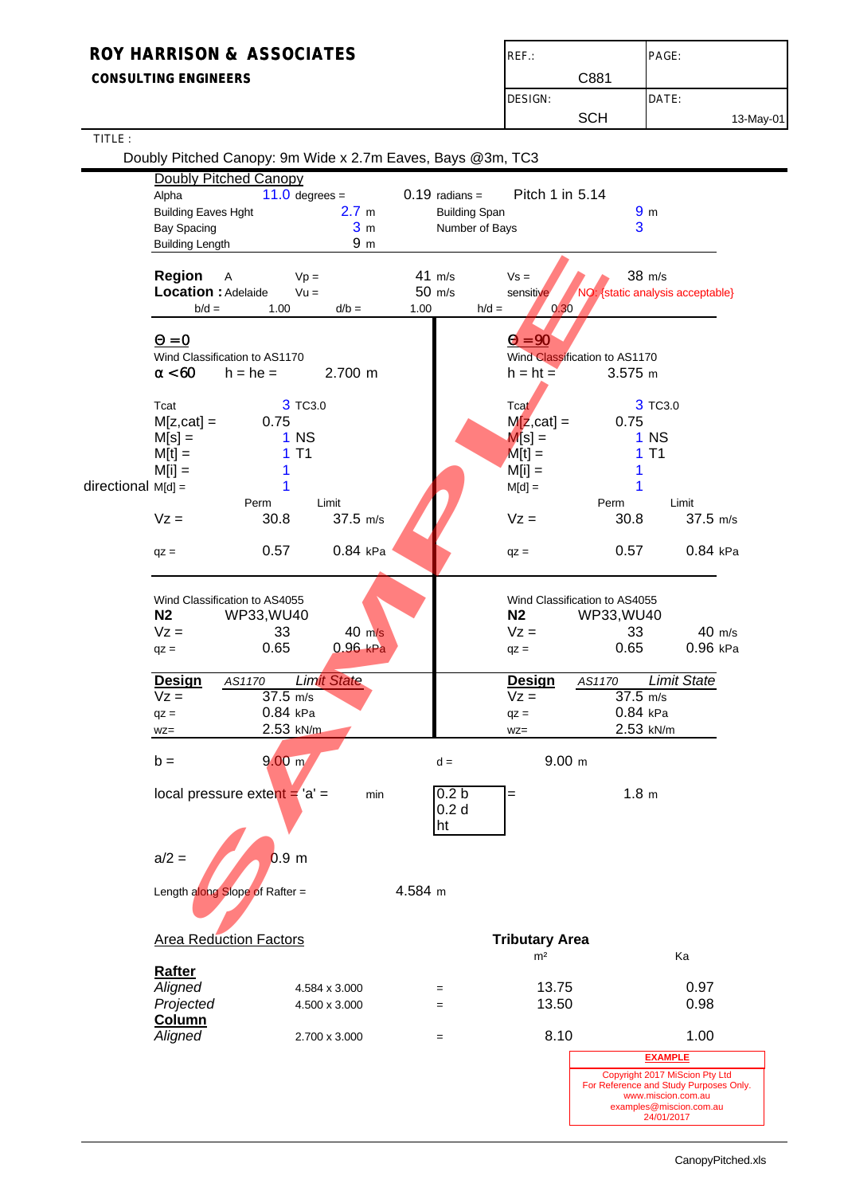**ROY HARRISON & ASSOCIATES**
**CONSULTING ENGINEERS**

| REF.: C881 | PAGE: |
|---|---|
| DESIGN: SCH | DATE: 13-May-01 |

TITLE :

Doubly Pitched Canopy: 9m Wide x 2.7m Eaves, Bays @3m, TC3

## Doubly Pitched Canopy

| | | | | |
|---|---|---|---|---|
| Alpha | 11.0 degrees = | 0.19 radians = | Pitch 1 in 5.14 | |
| Building Eaves Hght | 2.7 m | Building Span | | 9 m |
| Bay Spacing | 3 m | Number of Bays | | 3 |
| Building Length | 9 m | | | |

**Region** A &nbsp; Vp = 41 m/s &nbsp; Vs = 38 m/s
**Location :** Adelaide &nbsp; Vu = 50 m/s &nbsp; sensitive NO: {static analysis acceptable}
b/d = 1.00 &nbsp; d/b = 1.00 &nbsp; h/d = 0.30

| $\Theta = 0$ | | | | $\Theta = 90$ | | | |
|---|---|---|---|---|---|---|---|
| Wind Classification to AS1170 | | | | Wind Classification to AS1170 | | | |
| $\alpha < 60$ | h = he = | 2.700 m | | | h = ht = | 3.575 m | |
| Tcat | 3 | TC3.0 | | Tcat | 3 | TC3.0 | |
| M[z,cat] = | 0.75 | | | M[z,cat] = | 0.75 | | |
| M[s] = | 1 | NS | | M[s] = | 1 | NS | |
| M[t] = | 1 | T1 | | M[t] = | 1 | T1 | |
| M[i] = | 1 | | | M[i] = | 1 | | |
| directional M[d] = | 1 | | | M[d] = | 1 | | |
| | Perm | Limit | | | Perm | Limit | |
| Vz = | 30.8 | 37.5 m/s | | Vz = | 30.8 | 37.5 m/s | |
| qz = | 0.57 | 0.84 kPa | | qz = | 0.57 | 0.84 kPa | |

| Wind Classification to AS4055 | | | Wind Classification to AS4055 | | |
|---|---|---|---|---|---|
| **N2** | WP33,WU40 | | **N2** | WP33,WU40 | |
| Vz = | 33 | 40 m/s | Vz = | 33 | 40 m/s |
| qz = | 0.65 | 0.96 kPa | qz = | 0.65 | 0.96 kPa |

| **Design** | *AS1170* | *Limit State* | **Design** | *AS1170* | *Limit State* |
|---|---|---|---|---|---|
| Vz = | 37.5 m/s | | Vz = | 37.5 m/s | |
| qz = | 0.84 kPa | | qz = | 0.84 kPa | |
| wz= | 2.53 kN/m | | wz= | 2.53 kN/m | |

b = 9.00 m &nbsp; d = 9.00 m

local pressure extent = 'a' = min {0.2 b, 0.2 d, ht} = 1.8 m

a/2 = 0.9 m

Length along Slope of Rafter = 4.584 m

| Area Reduction Factors | | | Tributary Area | |
|---|---|---|---|---|
| | | | m² | Ka |
| **Rafter** | | | | |
| *Aligned* | 4.584 x 3.000 | = | 13.75 | 0.97 |
| *Projected* | 4.500 x 3.000 | = | 13.50 | 0.98 |
| **Column** | | | | |
| *Aligned* | 2.700 x 3.000 | = | 8.10 | 1.00 |

**EXAMPLE**
Copyright 2017 MiScion Pty Ltd
For Reference and Study Purposes Only.
www.miscion.com.au
examples@miscion.com.au
24/01/2017

CanopyPitched.xls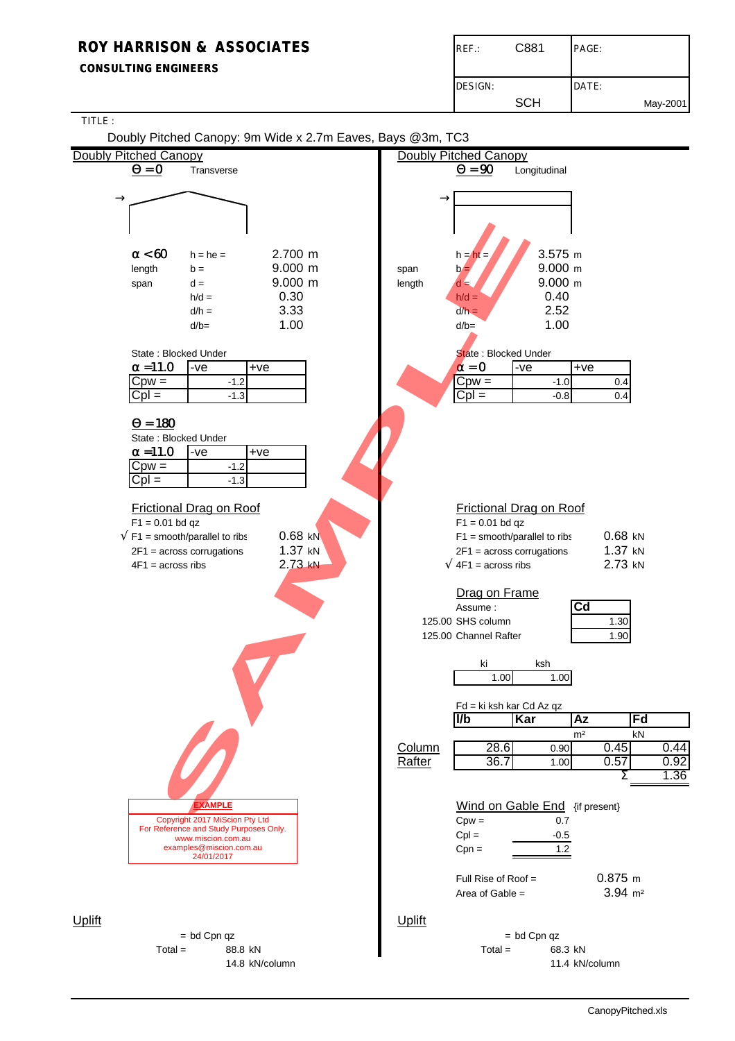**ROY HARRISON & ASSOCIATES**
**CONSULTING ENGINEERS**

| REF.: C881 | PAGE: |
|---|---|
| DESIGN: SCH | DATE: May-2001 |

TITLE :

Doubly Pitched Canopy: 9m Wide x 2.7m Eaves, Bays @3m, TC3

## Doubly Pitched Canopy

$\Theta = 0$ Transverse

$\alpha < 60$

| | | |
|---|---|---|
| | h = he = | 2.700 m |
| length | b = | 9.000 m |
| span | d = | 9.000 m |
| | h/d = | 0.30 |
| | d/h = | 3.33 |
| | d/b= | 1.00 |

State : Blocked Under

| $\alpha$ =11.0 | -ve | +ve |
|---|---|---|
| Cpw = | -1.2 | |
| Cpl = | -1.3 | |

$\Theta = 180$

State : Blocked Under

| $\alpha$ =11.0 | -ve | +ve |
|---|---|---|
| Cpw = | -1.2 | |
| Cpl = | -1.3 | |

### Frictional Drag on Roof

F1 = 0.01 bd qz

| | |
|---|---|
| √ F1 = smooth/parallel to ribs | 0.68 kN |
| 2F1 = across corrugations | 1.37 kN |
| 4F1 = across ribs | 2.73 kN |

**EXAMPLE**
Copyright 2017 MiScion Pty Ltd
For Reference and Study Purposes Only.
www.miscion.com.au
examples@miscion.com.au
24/01/2017

### Uplift

= bd Cpn qz

Total = 88.8 kN

14.8 kN/column

## Doubly Pitched Canopy

$\Theta = 90$ Longitudinal

| | | |
|---|---|---|
| | h = ht = | 3.575 m |
| span | b = | 9.000 m |
| length | d = | 9.000 m |
| | h/d = | 0.40 |
| | d/h = | 2.52 |
| | d/b= | 1.00 |

State : Blocked Under

| $\alpha$ = 0 | -ve | +ve |
|---|---|---|
| Cpw = | -1.0 | 0.4 |
| Cpl = | -0.8 | 0.4 |

### Frictional Drag on Roof

F1 = 0.01 bd qz

| | |
|---|---|
| F1 = smooth/parallel to ribs | 0.68 kN |
| 2F1 = across corrugations | 1.37 kN |
| √ 4F1 = across ribs | 2.73 kN |

### Drag on Frame

Assume :

| | Cd |
|---|---|
| 125.00 SHS column | 1.30 |
| 125.00 Channel Rafter | 1.90 |

| ki | ksh |
|---|---|
| 1.00 | 1.00 |

Fd = ki ksh kar Cd Az qz

| | l/b | Kar | Az | Fd |
|---|---|---|---|---|
| | | | m² | kN |
| Column | 28.6 | 0.90 | 0.45 | 0.44 |
| Rafter | 36.7 | 1.00 | 0.57 | 0.92 |
| | | | Σ | 1.36 |

### Wind on Gable End {if present}

| | |
|---|---|
| Cpw = | 0.7 |
| Cpl = | -0.5 |
| Cpn = | 1.2 |

Full Rise of Roof = 0.875 m

Area of Gable = 3.94 m²

### Uplift

= bd Cpn qz

Total = 68.3 kN

11.4 kN/column

CanopyPitched.xls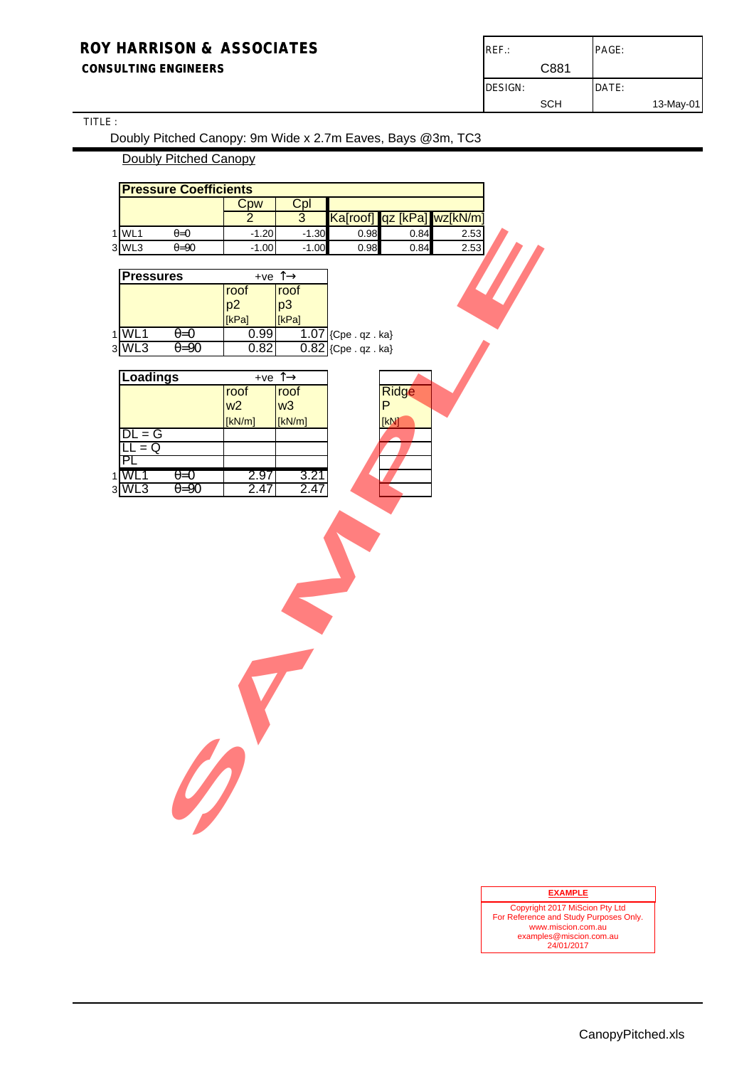**ROY HARRISON & ASSOCIATES**
**CONSULTING ENGINEERS**

| REF.: C881 | PAGE: |
|---|---|
| DESIGN: SCH | DATE: 13-May-01 |

TITLE :

Doubly Pitched Canopy: 9m Wide x 2.7m Eaves, Bays @3m, TC3

Doubly Pitched Canopy

| | **Pressure Coefficients** | | Cpw | Cpl | | | |
|---|---|---|---|---|---|---|---|
| | | | 2 | 3 | Ka[roof] | qz [kPa] | wz[kN/m] |
| 1 | WL1 | θ=0 | -1.20 | -1.30 | 0.98 | 0.84 | 2.53 |
| 3 | WL3 | θ=90 | -1.00 | -1.00 | 0.98 | 0.84 | 2.53 |

| | **Pressures** | | roof p2 [kPa] | roof p3 [kPa] | |
|---|---|---|---|---|---|
| | | +ve ↑→ | | | |
| 1 | WL1 | θ=0 | 0.99 | 1.07 | {Cpe . qz . ka} |
| 3 | WL3 | θ=90 | 0.82 | 0.82 | {Cpe . qz . ka} |

| | **Loadings** | | roof w2 [kN/m] | roof w3 [kN/m] | Ridge P [kN] |
|---|---|---|---|---|---|
| | | +ve ↑→ | | | |
| | DL = G | | | | |
| | LL = Q | | | | |
| | PL | | | | |
| 1 | WL1 | θ=0 | 2.97 | 3.21 | |
| 3 | WL3 | θ=90 | 2.47 | 2.47 | |

SAMPLE

**EXAMPLE**
Copyright 2017 MiScion Pty Ltd
For Reference and Study Purposes Only.
www.miscion.com.au
examples@miscion.com.au
24/01/2017

CanopyPitched.xls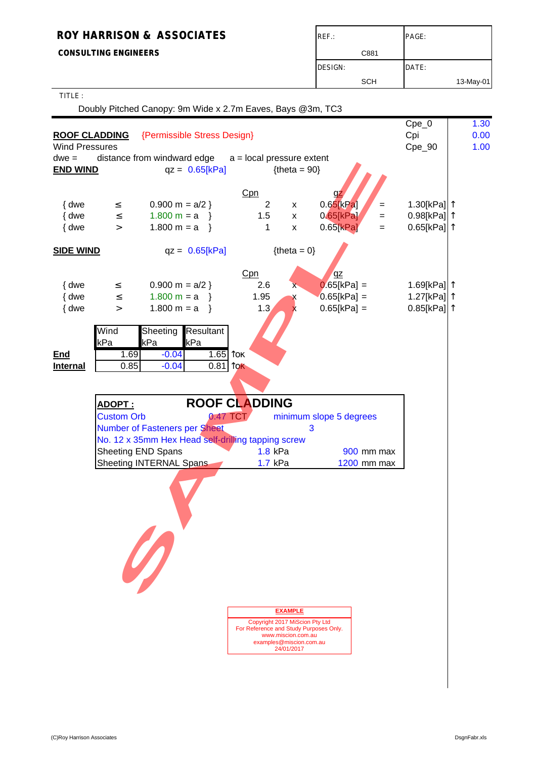**ROY HARRISON & ASSOCIATES**

**CONSULTING ENGINEERS**

| REF.: | PAGE: |
|---|---|
| C881 | |
| DESIGN: | DATE: |
| SCH | 13-May-01 |

TITLE :

Doubly Pitched Canopy: 9m Wide x 2.7m Eaves, Bays @3m, TC3

| | |
|---|---|
| Cpe_0 | 1.30 |
| Cpi | 0.00 |
| Cpe_90 | 1.00 |

**ROOF CLADDING** {Permissible Stress Design}

Wind Pressures

dwe = distance from windward edge    a = local pressure extent

**END WIND**    qz = 0.65[kPa]    {theta = 90}

| | | | Cpn | | qz | | |
|---|---|---|---|---|---|---|---|
| { dwe | ≤ | 0.900 m = a/2 } | 2 | x | 0.65[kPa] | = | 1.30[kPa] ↑ |
| { dwe | ≤ | 1.800 m = a } | 1.5 | x | 0.65[kPa] | = | 0.98[kPa] ↑ |
| { dwe | > | 1.800 m = a } | 1 | x | 0.65[kPa] | = | 0.65[kPa] ↑ |

**SIDE WIND**    qz = 0.65[kPa]    {theta = 0}

| | | | Cpn | | qz | |
|---|---|---|---|---|---|---|
| { dwe | ≤ | 0.900 m = a/2 } | 2.6 | x | 0.65[kPa] = | 1.69[kPa] ↑ |
| { dwe | ≤ | 1.800 m = a } | 1.95 | x | 0.65[kPa] = | 1.27[kPa] ↑ |
| { dwe | > | 1.800 m = a } | 1.3 | x | 0.65[kPa] = | 0.85[kPa] ↑ |

| | Wind kPa | Sheeting kPa | Resultant kPa | |
|---|---|---|---|---|
| **End** | 1.69 | -0.04 | 1.65 | ↑OK |
| **Internal** | 0.85 | -0.04 | 0.81 | ↑OK |

| **ADOPT :** | **ROOF CLADDING** | | |
|---|---|---|---|
| Custom Orb | 0.47 TCT | minimum slope 5 degrees | |
| Number of Fasteners per Sheet | | 3 | |
| No. 12 x 35mm Hex Head self-drilling tapping screw | | | |
| Sheeting END Spans | 1.8 kPa | | 900 mm max |
| Sheeting INTERNAL Spans | 1.7 kPa | | 1200 mm max |

**EXAMPLE**

Copyright 2017 MiScion Pty Ltd
For Reference and Study Purposes Only.
www.miscion.com.au
examples@miscion.com.au
24/01/2017

(C)Roy Harrison Associates    DsgnFabr.xls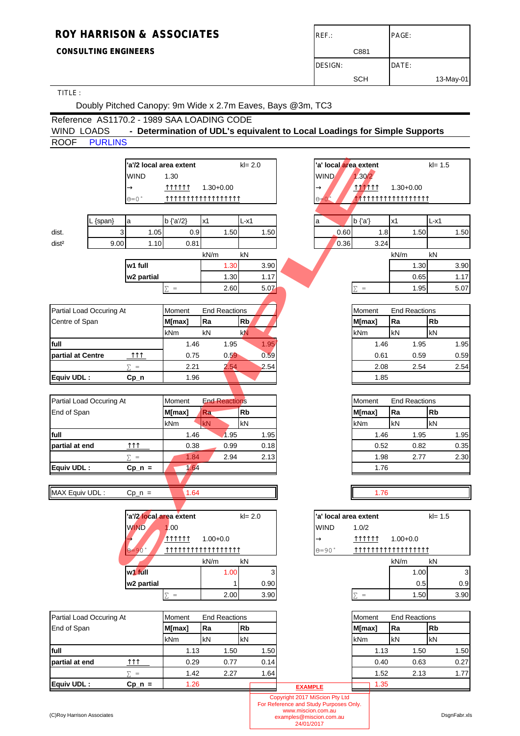# ROY HARRISON & ASSOCIATES

**CONSULTING ENGINEERS**

| REF.: | PAGE: |
|---|---|
| C881 | |
| DESIGN: | DATE: |
| SCH | 13-May-01 |

TITLE :

Doubly Pitched Canopy: 9m Wide x 2.7m Eaves, Bays @3m, TC3

Reference AS1170.2 - 1989 SAA LOADING CODE

WIND LOADS **- Determination of UDL's equivalent to Local Loadings for Simple Supports**

ROOF PURLINS

| | | **'a'/2 local area extent** | | | kl= 2.0 | | **'a' local area extent** | | | kl= 1.5 |
|---|---|---|---|---|---|---|---|---|---|---|
| | | WIND | 1.30 | | | | WIND | 1.30/2 | | |
| | | → | ↑↑↑↑↑↑ | 1.30+0.00 | | | → | ↑↑↑↑↑↑ | 1.30+0.00 | |
| | | θ=0° | ↑↑↑↑↑↑↑↑↑↑↑↑↑↑↑↑↑↑↑ | | | | θ=0° | ↑↑↑↑↑↑↑↑↑↑↑↑↑↑↑↑↑↑↑ | | |

| | L {span} | a | b {'a'/2} | x1 | L-x1 | | a | b {'a'} | x1 | L-x1 |
|---|---|---|---|---|---|---|---|---|---|---|
| dist. | 3 | 1.05 | 0.9 | 1.50 | 1.50 | | 0.60 | 1.8 | 1.50 | 1.50 |
| dist² | 9.00 | 1.10 | 0.81 | | | | 0.36 | 3.24 | | |

| | | kN/m | kN | | kN/m | kN |
|---|---|---|---|---|---|---|
| **w1 full** | | 1.30 | 3.90 | | 1.30 | 3.90 |
| **w2 partial** | | 1.30 | 1.17 | | 0.65 | 1.17 |
| | ∑ = | 2.60 | 5.07 | ∑ = | 1.95 | 5.07 |

| Partial Load Occuring At Centre of Span | | Moment **M[max]** kNm | End Reactions **Ra** kN | **Rb** kN | Moment **M[max]** kNm | End Reactions **Ra** kN | **Rb** kN |
|---|---|---|---|---|---|---|---|
| **full** | | 1.46 | 1.95 | 1.95 | 1.46 | 1.95 | 1.95 |
| **partial at Centre** | ↑↑↑ | 0.75 | 0.59 | 0.59 | 0.61 | 0.59 | 0.59 |
| | ∑ = | 2.21 | 2.54 | 2.54 | 2.08 | 2.54 | 2.54 |
| **Equiv UDL :** | **Cp_n** | 1.96 | | | 1.85 | | |

| Partial Load Occuring At End of Span | | Moment **M[max]** kNm | End Reactions **Ra** kN | **Rb** kN | Moment **M[max]** kNm | End Reactions **Ra** kN | **Rb** kN |
|---|---|---|---|---|---|---|---|
| **full** | | 1.46 | 1.95 | 1.95 | 1.46 | 1.95 | 1.95 |
| **partial at end** | ↑↑↑ | 0.38 | 0.99 | 0.18 | 0.52 | 0.82 | 0.35 |
| | ∑ = | 1.84 | 2.94 | 2.13 | 1.98 | 2.77 | 2.30 |
| **Equiv UDL :** | **Cp_n =** | 1.64 | | | 1.76 | | |

| MAX Equiv UDL : | Cp_n = | 1.64 | | 1.76 |
|---|---|---|---|---|

| | **'a'/2 local area extent** | | | kl= 2.0 | | **'a' local area extent** | | | kl= 1.5 |
|---|---|---|---|---|---|---|---|---|---|
| | WIND | 1.00 | | | | WIND | 1.0/2 | | |
| | → | ↑↑↑↑↑↑ | 1.00+0.0 | | | → | ↑↑↑↑↑↑ | 1.00+0.0 | |
| | θ=90° | ↑↑↑↑↑↑↑↑↑↑↑↑↑↑↑↑↑↑↑ | | | | θ=90° | ↑↑↑↑↑↑↑↑↑↑↑↑↑↑↑↑↑↑↑ | | |

| | | kN/m | kN | | kN/m | kN |
|---|---|---|---|---|---|---|
| **w1 full** | | 1.00 | 3 | | 1.00 | 3 |
| **w2 partial** | | 1 | 0.90 | | 0.5 | 0.9 |
| | ∑ = | 2.00 | 3.90 | ∑ = | 1.50 | 3.90 |

| Partial Load Occuring At End of Span | | Moment **M[max]** kNm | End Reactions **Ra** kN | **Rb** kN | Moment **M[max]** kNm | End Reactions **Ra** kN | **Rb** kN |
|---|---|---|---|---|---|---|---|
| **full** | | 1.13 | 1.50 | 1.50 | 1.13 | 1.50 | 1.50 |
| **partial at end** | ↑↑↑ | 0.29 | 0.77 | 0.14 | 0.40 | 0.63 | 0.27 |
| | ∑ = | 1.42 | 2.27 | 1.64 | 1.52 | 2.13 | 1.77 |
| **Equiv UDL :** | **Cp_n =** | 1.26 | | | 1.35 | | |

(C)Roy Harrison Associates

DsgnFabr.xls

**EXAMPLE**

Copyright 2017 MiScion Pty Ltd
For Reference and Study Purposes Only.
www.miscion.com.au
examples@miscion.com.au
24/01/2017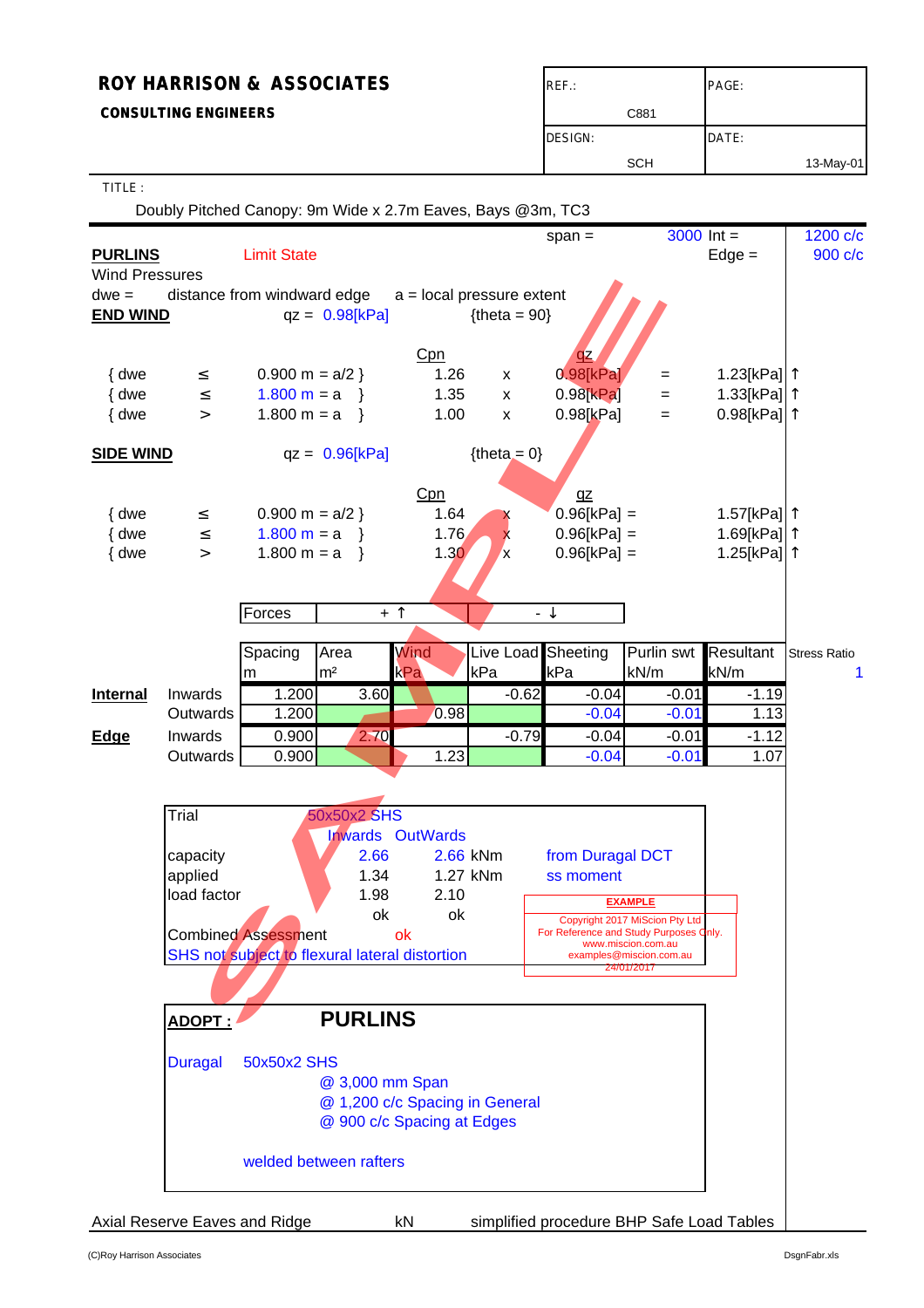**ROY HARRISON & ASSOCIATES**

**CONSULTING ENGINEERS**

| REF.: C881 | PAGE: |
|---|---|
| DESIGN: SCH | DATE: 13-May-01 |

TITLE : Doubly Pitched Canopy: 9m Wide x 2.7m Eaves, Bays @3m, TC3

span = 3000 Int = 1200 c/c
Edge = 900 c/c

**PURLINS** Limit State

Wind Pressures

dwe = distance from windward edge a = local pressure extent

**END WIND** qz = 0.98[kPa] {theta = 90}

| | | | Cpn | | qz | | |
|---|---|---|---|---|---|---|---|
| { dwe | ≤ | 0.900 m = a/2 } | 1.26 | x | 0.98[kPa] | = | 1.23[kPa] ↑ |
| { dwe | ≤ | 1.800 m = a } | 1.35 | x | 0.98[kPa] | = | 1.33[kPa] ↑ |
| { dwe | > | 1.800 m = a } | 1.00 | x | 0.98[kPa] | = | 0.98[kPa] ↑ |

**SIDE WIND** qz = 0.96[kPa] {theta = 0}

| | | | Cpn | | qz | |
|---|---|---|---|---|---|---|
| { dwe | ≤ | 0.900 m = a/2 } | 1.64 | x | 0.96[kPa] = | 1.57[kPa] ↑ |
| { dwe | ≤ | 1.800 m = a } | 1.76 | x | 0.96[kPa] = | 1.69[kPa] ↑ |
| { dwe | > | 1.800 m = a } | 1.30 | x | 0.96[kPa] = | 1.25[kPa] ↑ |

Forces: + ↑ &nbsp;&nbsp; - ↓

| | | Spacing m | Area m² | Wind kPa | Live Load kPa | Sheeting kPa | Purlin swt kN/m | Resultant kN/m |
|---|---|---|---|---|---|---|---|---|
| **Internal** | Inwards | 1.200 | 3.60 | | -0.62 | -0.04 | -0.01 | -1.19 |
| | Outwards | 1.200 | | 0.98 | | -0.04 | -0.01 | 1.13 |
| **Edge** | Inwards | 0.900 | 2.70 | | -0.79 | -0.04 | -0.01 | -1.12 |
| | Outwards | 0.900 | | 1.23 | | -0.04 | -0.01 | 1.07 |

Stress Ratio 1

| Trial | 50x50x2 SHS | | |
|---|---|---|---|
| | Inwards | OutWards | |
| capacity | 2.66 | 2.66 kNm | from Duragal DCT |
| applied | 1.34 | 1.27 kNm | ss moment |
| load factor | 1.98 | 2.10 | |
| | ok | ok | |

Combined Assessment ok

SHS not subject to flexural lateral distortion

**ADOPT : PURLINS**

Duragal 50x50x2 SHS
@ 3,000 mm Span
@ 1,200 c/c Spacing in General
@ 900 c/c Spacing at Edges

welded between rafters

Axial Reserve Eaves and Ridge kN simplified procedure BHP Safe Load Tables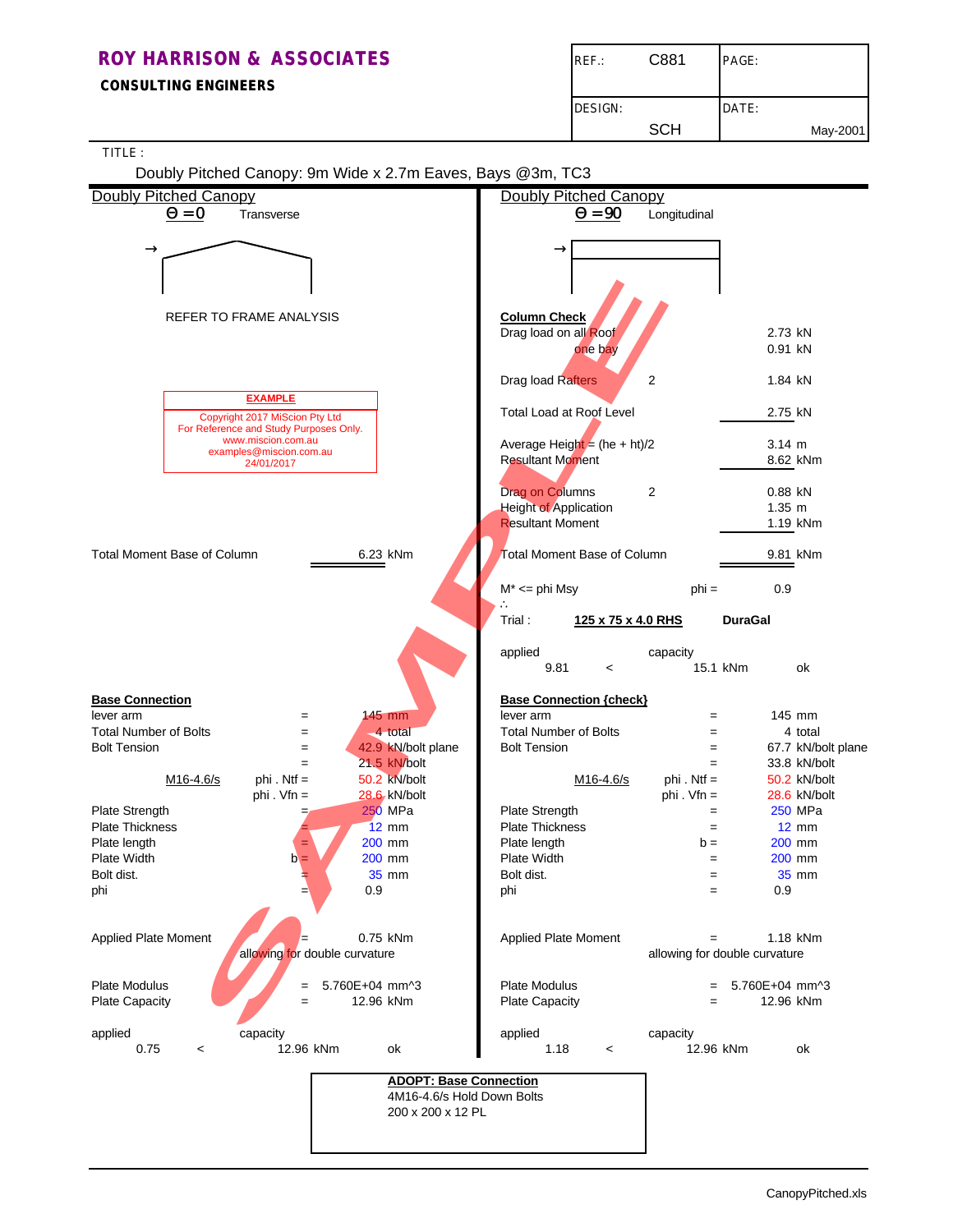**ROY HARRISON & ASSOCIATES**
**CONSULTING ENGINEERS**

| REF.: C881 | PAGE: |
|---|---|
| DESIGN: SCH | DATE: May-2001 |

TITLE :
Doubly Pitched Canopy: 9m Wide x 2.7m Eaves, Bays @3m, TC3

## Doubly Pitched Canopy

$\Theta = 0$ Transverse

→

REFER TO FRAME ANALYSIS

**EXAMPLE**
Copyright 2017 MiScion Pty Ltd
For Reference and Study Purposes Only.
www.miscion.com.au
examples@miscion.com.au
24/01/2017

Total Moment Base of Column 6.23 kNm

**Base Connection**

| | | | |
|---|---|---|---|
| lever arm | = | 145 | mm |
| Total Number of Bolts | = | 4 | total |
| Bolt Tension | = | 42.9 | kN/bolt plane |
| | = | 21.5 | kN/bolt |
| M16-4.6/s | phi . Ntf = | 50.2 | kN/bolt |
| | phi . Vfn = | 28.6 | kN/bolt |
| Plate Strength | = | 250 | MPa |
| Plate Thickness | = | 12 | mm |
| Plate length | = | 200 | mm |
| Plate Width | b = | 200 | mm |
| Bolt dist. | = | 35 | mm |
| phi | = | 0.9 | |

Applied Plate Moment = 0.75 kNm
allowing for double curvature

| | | | |
|---|---|---|---|
| Plate Modulus | = | 5.760E+04 | mm^3 |
| Plate Capacity | = | 12.96 | kNm |

applied capacity
0.75 < 12.96 kNm ok

## Doubly Pitched Canopy

$\Theta = 90$ Longitudinal

→

**Column Check**

| | | | |
|---|---|---|---|
| Drag load on all Roof | | 2.73 | kN |
| one bay | | 0.91 | kN |
| Drag load Rafters | 2 | 1.84 | kN |
| Total Load at Roof Level | | 2.75 | kN |
| Average Height = (he + ht)/2 | | 3.14 | m |
| Resultant Moment | | 8.62 | kNm |
| Drag on Columns | 2 | 0.88 | kN |
| Height of Application | | 1.35 | m |
| Resultant Moment | | 1.19 | kNm |
| Total Moment Base of Column | | 9.81 | kNm |

M* <= phi Msy phi = 0.9
∴
Trial : **125 x 75 x 4.0 RHS** **DuraGal**

applied capacity
9.81 < 15.1 kNm ok

**Base Connection {check}**

| | | | |
|---|---|---|---|
| lever arm | = | 145 | mm |
| Total Number of Bolts | = | 4 | total |
| Bolt Tension | = | 67.7 | kN/bolt plane |
| | = | 33.8 | kN/bolt |
| M16-4.6/s | phi . Ntf = | 50.2 | kN/bolt |
| | phi . Vfn = | 28.6 | kN/bolt |
| Plate Strength | = | 250 | MPa |
| Plate Thickness | = | 12 | mm |
| Plate length | b = | 200 | mm |
| Plate Width | = | 200 | mm |
| Bolt dist. | = | 35 | mm |
| phi | = | 0.9 | |

Applied Plate Moment = 1.18 kNm
allowing for double curvature

| | | | |
|---|---|---|---|
| Plate Modulus | = | 5.760E+04 | mm^3 |
| Plate Capacity | = | 12.96 | kNm |

applied capacity
1.18 < 12.96 kNm ok

**ADOPT: Base Connection**
4M16-4.6/s Hold Down Bolts
200 x 200 x 12 PL

CanopyPitched.xls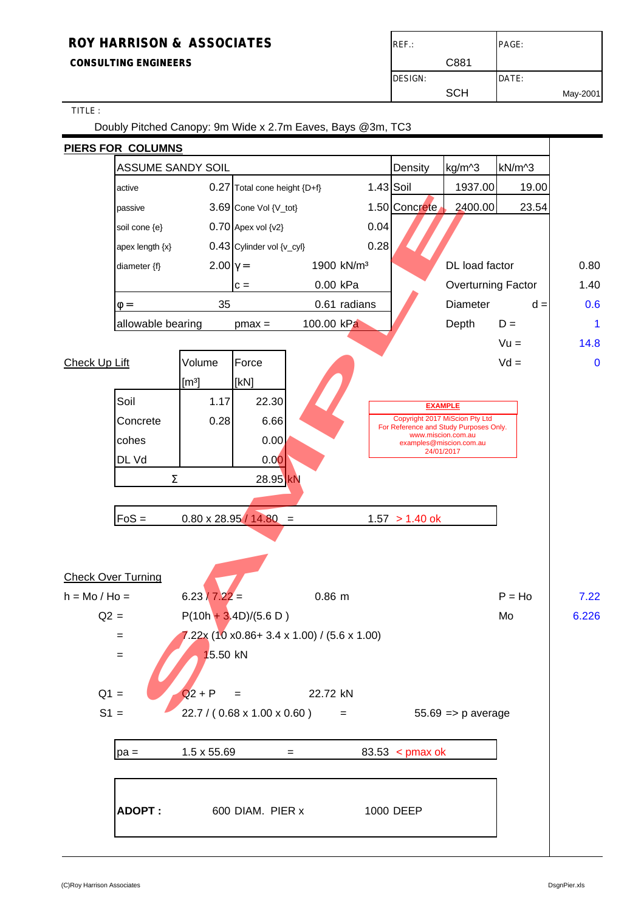**ROY HARRISON & ASSOCIATES**

**CONSULTING ENGINEERS**

| REF.: | PAGE: |
|---|---|
| C881 | |
| DESIGN: SCH | DATE: May-2001 |

TITLE :

Doubly Pitched Canopy: 9m Wide x 2.7m Eaves, Bays @3m, TC3

**PIERS FOR COLUMNS**

| ASSUME SANDY SOIL | | | | Density | kg/m^3 | kN/m^3 |
|---|---|---|---|---|---|---|
| active | 0.27 | Total cone height {D+f} | 1.43 | Soil | 1937.00 | 19.00 |
| passive | 3.69 | Cone Vol {V_tot} | 1.50 | Concrete | 2400.00 | 23.54 |
| soil cone {e} | 0.70 | Apex vol {v2} | 0.04 | | | |
| apex length {x} | 0.43 | Cylinder vol {v_cyl} | 0.28 | | | |
| diameter {f} | 2.00 | $\gamma$ = | 1900 kN/m³ | | | |
| | | c = | 0.00 kPa | | | |
| $\varphi$ = | 35 | | 0.61 radians | | | |
| allowable bearing | | pmax = | 100.00 kPa | | | |

| | | |
|---|---|---|
| DL load factor | | 0.80 |
| Overturning Factor | | 1.40 |
| Diameter | d = | 0.6 |
| Depth | D = | 1 |
| | Vu = | 14.8 |
| | Vd = | 0 |

Check Up Lift

| | Volume [m³] | Force [kN] |
|---|---|---|
| Soil | 1.17 | 22.30 |
| Concrete | 0.28 | 6.66 |
| cohes | | 0.00 |
| DL Vd | | 0.00 |
| Σ | | 28.95 kN |

EXAMPLE
Copyright 2017 MiScion Pty Ltd
For Reference and Study Purposes Only.
www.miscion.com.au
examples@miscion.com.au
24/01/2017

FoS = 0.80 x 28.95 / 14.80 = 1.57 > 1.40 ok

Check Over Turning

h = Mo / Ho = 6.23 / 7.22 = 0.86 m

P = Ho 7.22

Mo 6.226

Q2 = P(10h + 3.4D)/(5.6 D )

= 7.22x (10 x0.86+ 3.4 x 1.00) / (5.6 x 1.00)

= 15.50 kN

Q1 = Q2 + P = 22.72 kN

S1 = 22.7 / ( 0.68 x 1.00 x 0.60 ) = 55.69 => p average

pa = 1.5 x 55.69 = 83.53 < pmax ok

**ADOPT :** 600 DIAM. PIER x 1000 DEEP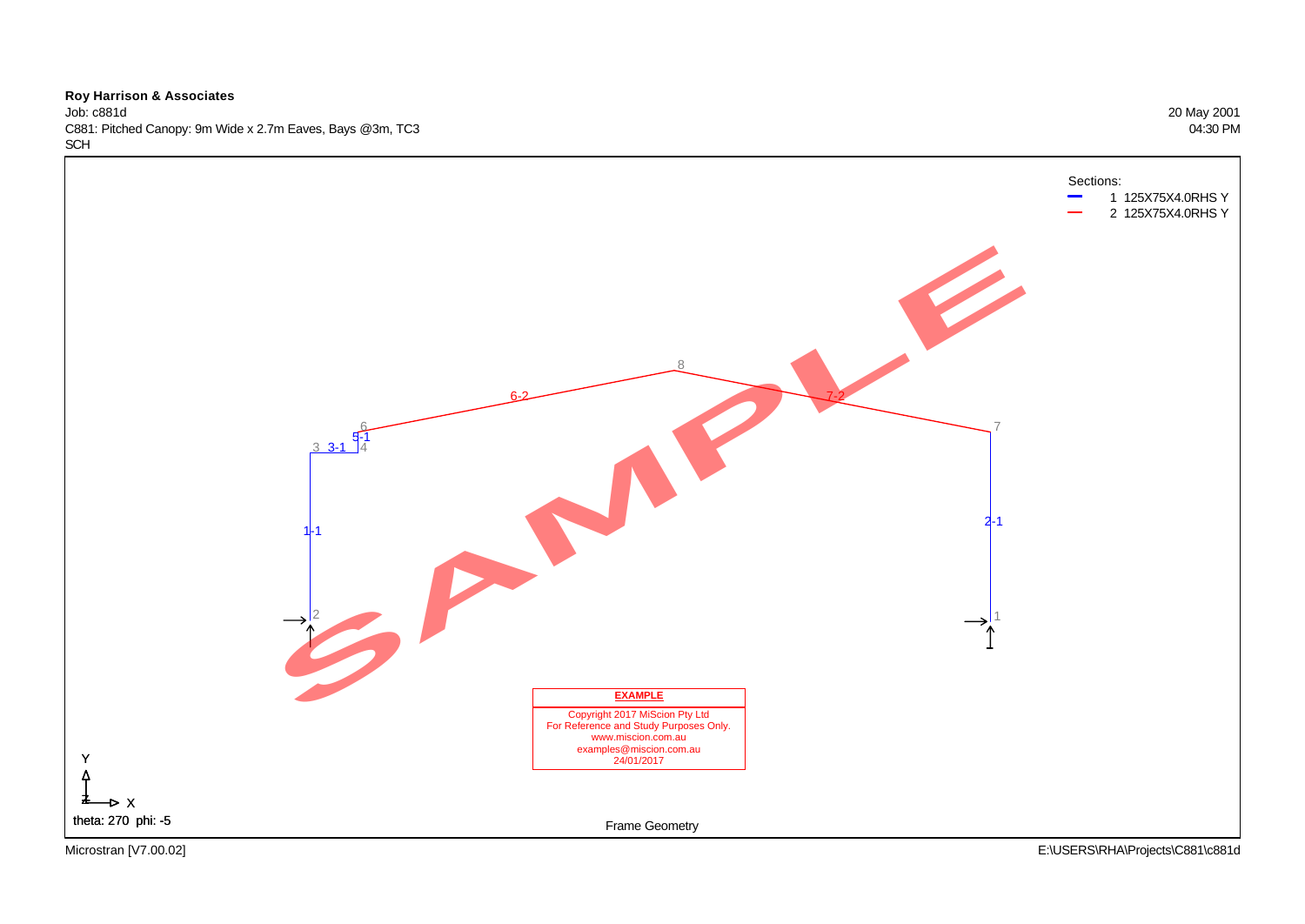**Roy Harrison & Associates**

Job: c881d

C881: Pitched Canopy: 9m Wide x 2.7m Eaves, Bays @3m, TC3

SCH

20 May 2001

04:30 PM

Sections:

- 1 125X75X4.0RHS Y
- 2 125X75X4.0RHS Y

8

6-2

7-2

6

5-1

7

3 3-1 4

1-1

2-1

2

1

SAMPLE

**EXAMPLE**

Copyright 2017 MiScion Pty Ltd
For Reference and Study Purposes Only.
www.miscion.com.au
examples@miscion.com.au
24/01/2017

Y

Z X

theta: 270 phi: -5

Frame Geometry

Microstran [V7.00.02]

E:\USERS\RHA\Projects\C881\c881d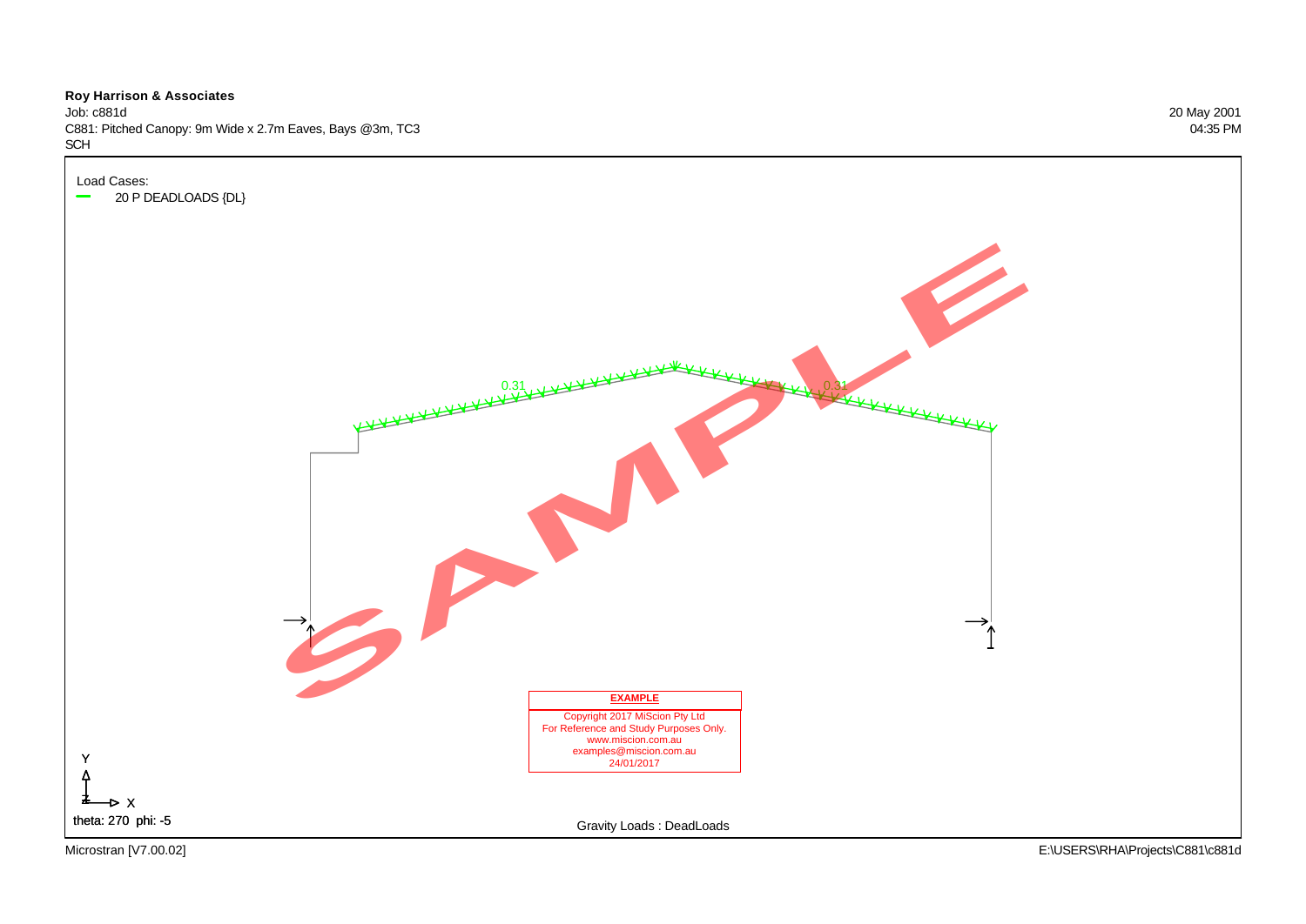**Roy Harrison & Associates**
Job: c881d
C881: Pitched Canopy: 9m Wide x 2.7m Eaves, Bays @3m, TC3
SCH

20 May 2001
04:35 PM

Load Cases:
20 P DEADLOADS {DL}

0.31
0.31

SAMPLE

EXAMPLE
Copyright 2017 MiScion Pty Ltd
For Reference and Study Purposes Only.
www.miscion.com.au
examples@miscion.com.au
24/01/2017

Y
X
theta: 270 phi: -5

Gravity Loads : DeadLoads

Microstran [V7.00.02]
E:\USERS\RHA\Projects\C881\c881d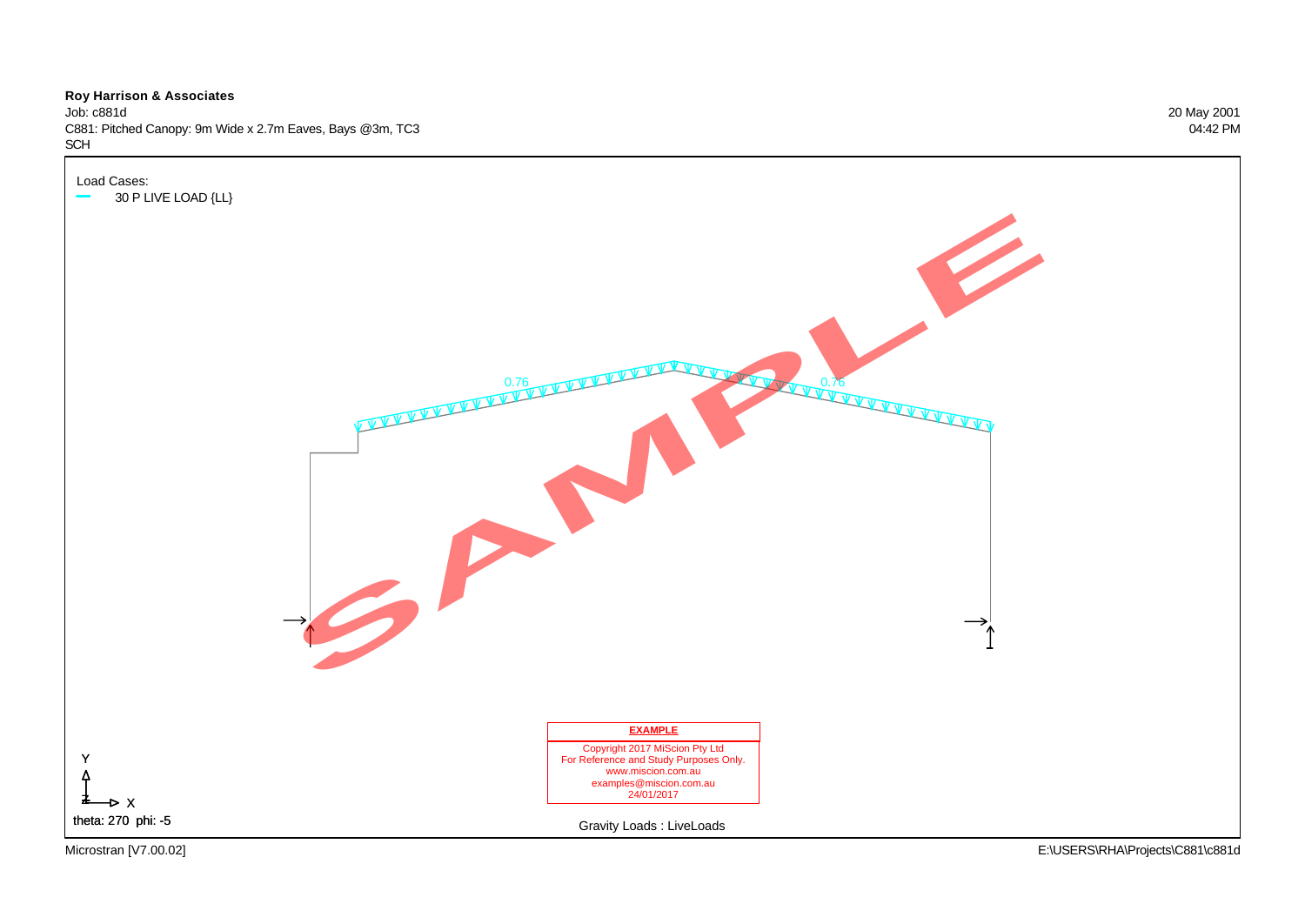**Roy Harrison & Associates**
Job: c881d
C881: Pitched Canopy: 9m Wide x 2.7m Eaves, Bays @3m, TC3
SCH

20 May 2001
04:42 PM

Load Cases:
30 P LIVE LOAD {LL}

0.76
0.76

SAMPLE

**EXAMPLE**
Copyright 2017 MiScion Pty Ltd
For Reference and Study Purposes Only.
www.miscion.com.au
examples@miscion.com.au
24/01/2017

Y
X
Z
theta: 270 phi: -5

Gravity Loads : LiveLoads

Microstran [V7.00.02]
E:\USERS\RHA\Projects\C881\c881d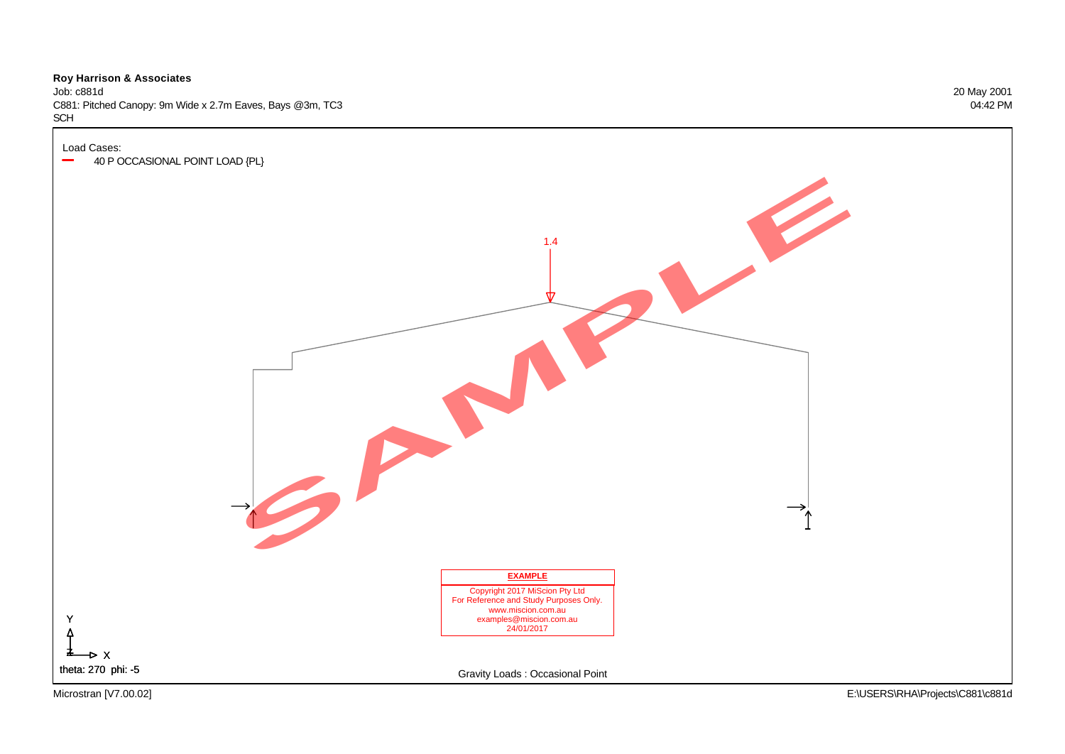**Roy Harrison & Associates**
Job: c881d
C881: Pitched Canopy: 9m Wide x 2.7m Eaves, Bays @3m, TC3
SCH

20 May 2001
04:42 PM

Load Cases:
40 P OCCASIONAL POINT LOAD {PL}

1.4

SAMPLE

**EXAMPLE**
Copyright 2017 MiScion Pty Ltd
For Reference and Study Purposes Only.
www.miscion.com.au
examples@miscion.com.au
24/01/2017

Y
Z X
theta: 270 phi: -5

Gravity Loads : Occasional Point

Microstran [V7.00.02]

E:\USERS\RHA\Projects\C881\c881d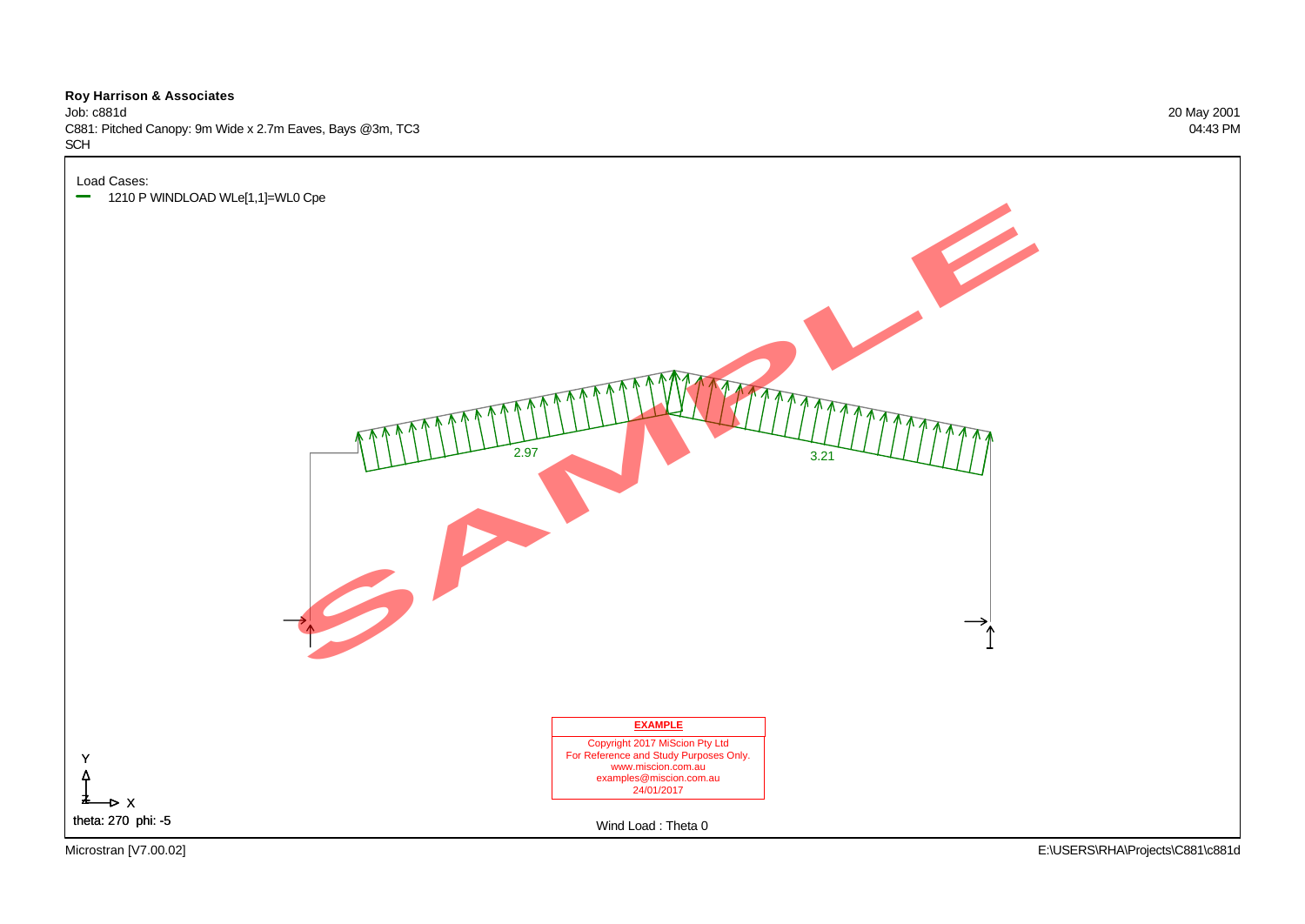**Roy Harrison & Associates**
Job: c881d
C881: Pitched Canopy: 9m Wide x 2.7m Eaves, Bays @3m, TC3
SCH

20 May 2001
04:43 PM

Load Cases:

1210 P WINDLOAD WLe[1,1]=WL0 Cpe

2.97

3.21

SAMPLE

**EXAMPLE**

Copyright 2017 MiScion Pty Ltd
For Reference and Study Purposes Only.
www.miscion.com.au
examples@miscion.com.au
24/01/2017

Y

Z X

theta: 270 phi: -5

Wind Load : Theta 0

Microstran [V7.00.02]

E:\USERS\RHA\Projects\C881\c881d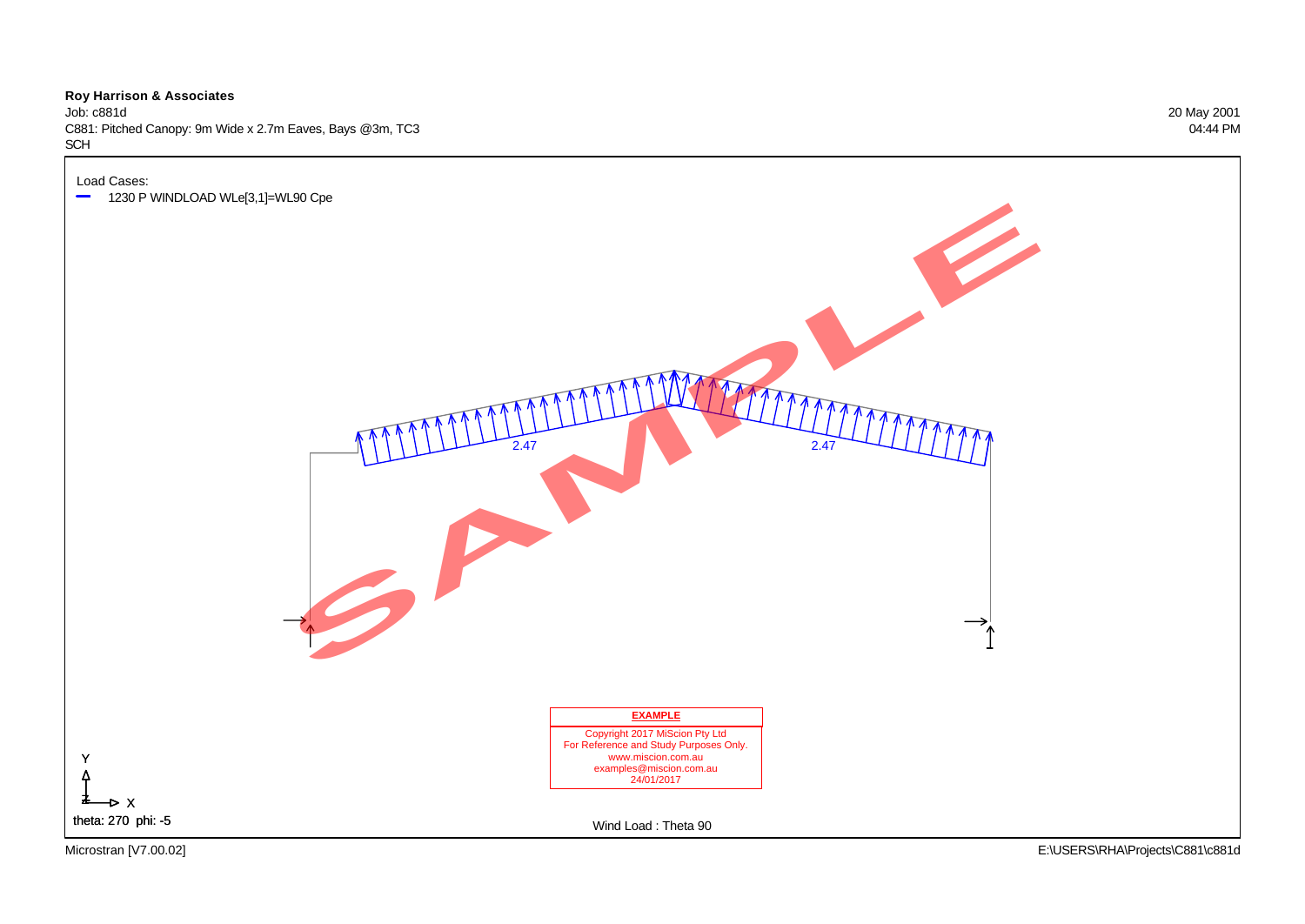**Roy Harrison & Associates**

Job: c881d

C881: Pitched Canopy: 9m Wide x 2.7m Eaves, Bays @3m, TC3

SCH

20 May 2001

04:44 PM

Load Cases:

1230 P WINDLOAD WLe[3,1]=WL90 Cpe

2.47

2.47

SAMPLE

**EXAMPLE**

Copyright 2017 MiScion Pty Ltd
For Reference and Study Purposes Only.
www.miscion.com.au
examples@miscion.com.au
24/01/2017

Y

Z X

theta: 270 phi: -5

Wind Load : Theta 90

Microstran [V7.00.02]

E:\USERS\RHA\Projects\C881\c881d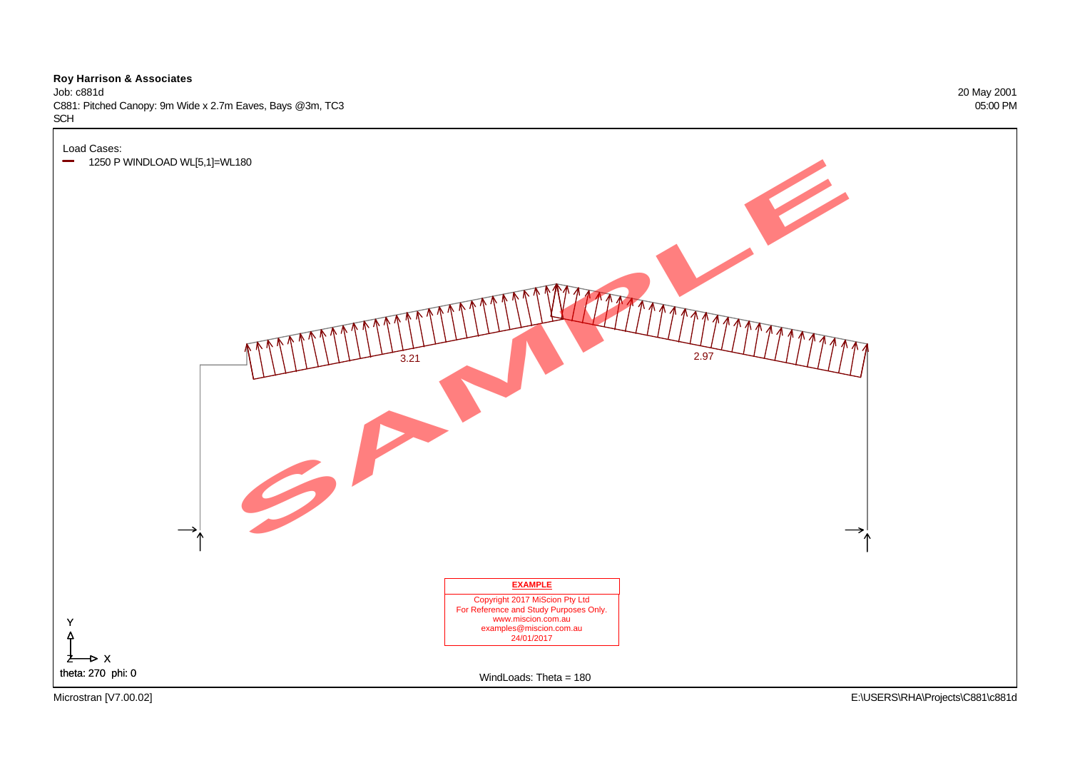**Roy Harrison & Associates**
Job: c881d
C881: Pitched Canopy: 9m Wide x 2.7m Eaves, Bays @3m, TC3
SCH

20 May 2001
05:00 PM

Load Cases:

1250 P WINDLOAD WL[5,1]=WL180

3.21

2.97

SAMPLE

**EXAMPLE**

Copyright 2017 MiScion Pty Ltd
For Reference and Study Purposes Only.
www.miscion.com.au
examples@miscion.com.au
24/01/2017

Y
Z X
theta: 270 phi: 0

WindLoads: Theta = 180

Microstran [V7.00.02]

E:\USERS\RHA\Projects\C881\c881d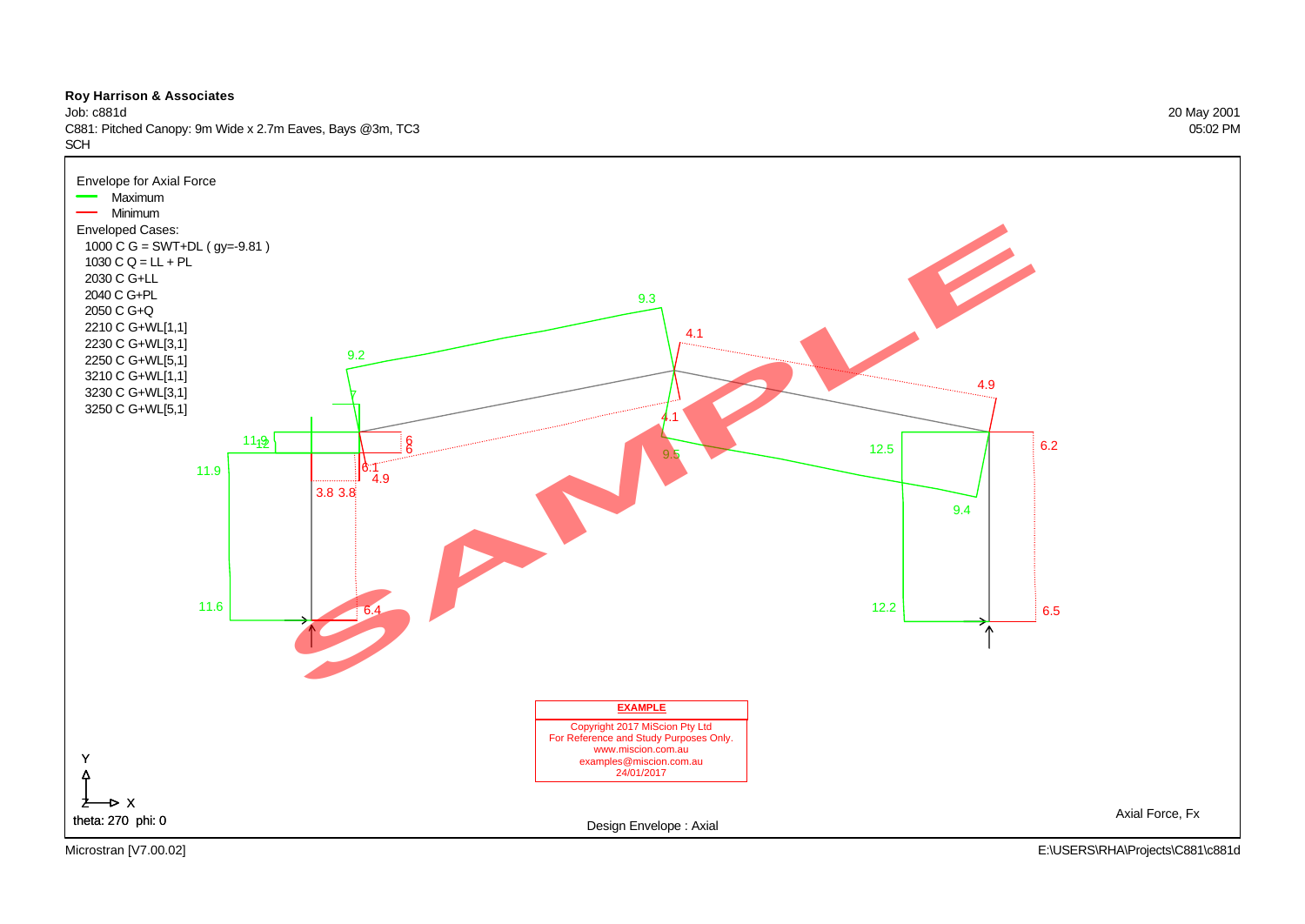**Roy Harrison & Associates**

Job: c881d

C881: Pitched Canopy: 9m Wide x 2.7m Eaves, Bays @3m, TC3

SCH

20 May 2001

05:02 PM

Envelope for Axial Force

- Maximum
- Minimum

Enveloped Cases:

- 1000 C G = SWT+DL ( gy=-9.81 )
- 1030 C Q = LL + PL
- 2030 C G+LL
- 2040 C G+PL
- 2050 C G+Q
- 2210 C G+WL[1,1]
- 2230 C G+WL[3,1]
- 2250 C G+WL[5,1]
- 3210 C G+WL[1,1]
- 3230 C G+WL[3,1]
- 3250 C G+WL[5,1]

9.3 4.1 9.2 4.9 7 4.1 11.9 12 6 6 9.5 12.5 6.2 11.9 6.1 4.9 3.8 3.8 9.4 11.6 6.4 12.2 6.5

SAMPLE

**EXAMPLE**

Copyright 2017 MiScion Pty Ltd
For Reference and Study Purposes Only.
www.miscion.com.au
examples@miscion.com.au
24/01/2017

Y

Z X

theta: 270 phi: 0

Design Envelope : Axial

Axial Force, Fx

Microstran [V7.00.02]

E:\USERS\RHA\Projects\C881\c881d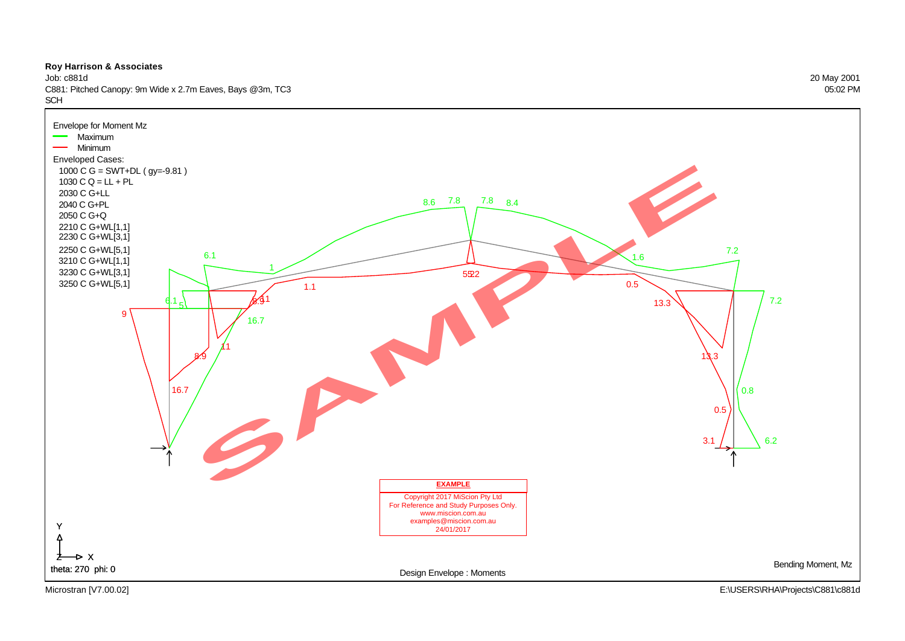**Roy Harrison & Associates**
Job: c881d
C881: Pitched Canopy: 9m Wide x 2.7m Eaves, Bays @3m, TC3
SCH

20 May 2001
05:02 PM

Envelope for Moment Mz

- Maximum
- Minimum

Enveloped Cases:

1000 C G = SWT+DL ( gy=-9.81 )
1030 C Q = LL + PL
2030 C G+LL
2040 C G+PL
2050 C G+Q
2210 C G+WL[1,1]
2230 C G+WL[3,1]
2250 C G+WL[5,1]
3210 C G+WL[1,1]
3230 C G+WL[3,1]
3250 C G+WL[5,1]

8.6 7.8 7.8 8.4
6.1 1 1.6 7.2
1.1 5.2 2 0.5
6.1 5 8.9 11 13.3 7.2
9 16.7
8.9 11 13.3
16.7 0.8
0.5
3.1 6.2

SAMPLE

**EXAMPLE**
Copyright 2017 MiScion Pty Ltd
For Reference and Study Purposes Only.
www.miscion.com.au
examples@miscion.com.au
24/01/2017

Y
Z X
theta: 270 phi: 0

Design Envelope : Moments

Bending Moment, Mz

Microstran [V7.00.02]

E:\USERS\RHA\Projects\C881\c881d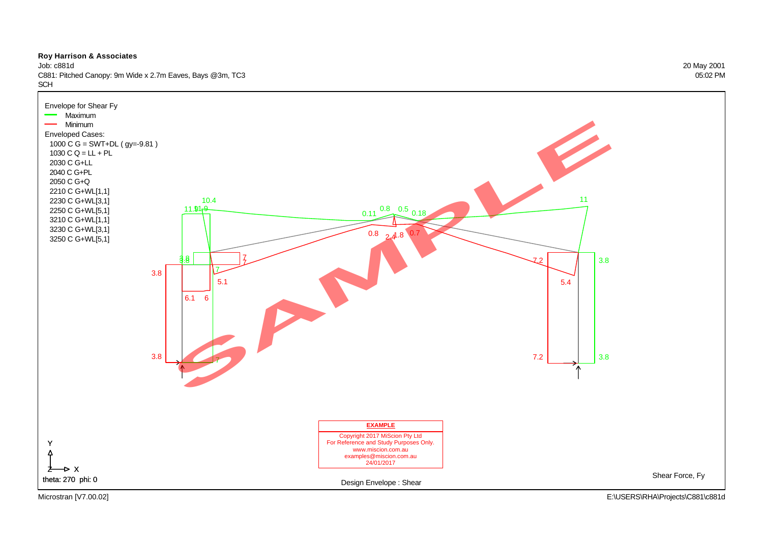**Roy Harrison & Associates**

Job: c881d

C881: Pitched Canopy: 9m Wide x 2.7m Eaves, Bays @3m, TC3

SCH

20 May 2001

05:02 PM

Envelope for Shear Fy

- Maximum
- Minimum

Enveloped Cases:

- 1000 C G = SWT+DL ( gy=-9.81 )
- 1030 C Q = LL + PL
- 2030 C G+LL
- 2040 C G+PL
- 2050 C G+Q
- 2210 C G+WL[1,1]
- 2230 C G+WL[3,1]
- 2250 C G+WL[5,1]
- 3210 C G+WL[1,1]
- 3230 C G+WL[3,1]
- 3250 C G+WL[5,1]

10.4 11.9 11.9 0.11 0.8 0.5 0.18 11

0.8 2.4 1.8 0.7

3.8 3.8 7 7 7.2 3.8

3.8 5.1 5.4

6.1 6

3.8 7 7.2 3.8

SAMPLE

**EXAMPLE**

Copyright 2017 MiScion Pty Ltd
For Reference and Study Purposes Only.
www.miscion.com.au
examples@miscion.com.au
24/01/2017

theta: 270 phi: 0

Design Envelope : Shear

Shear Force, Fy

Microstran [V7.00.02]

E:\USERS\RHA\Projects\C881\c881d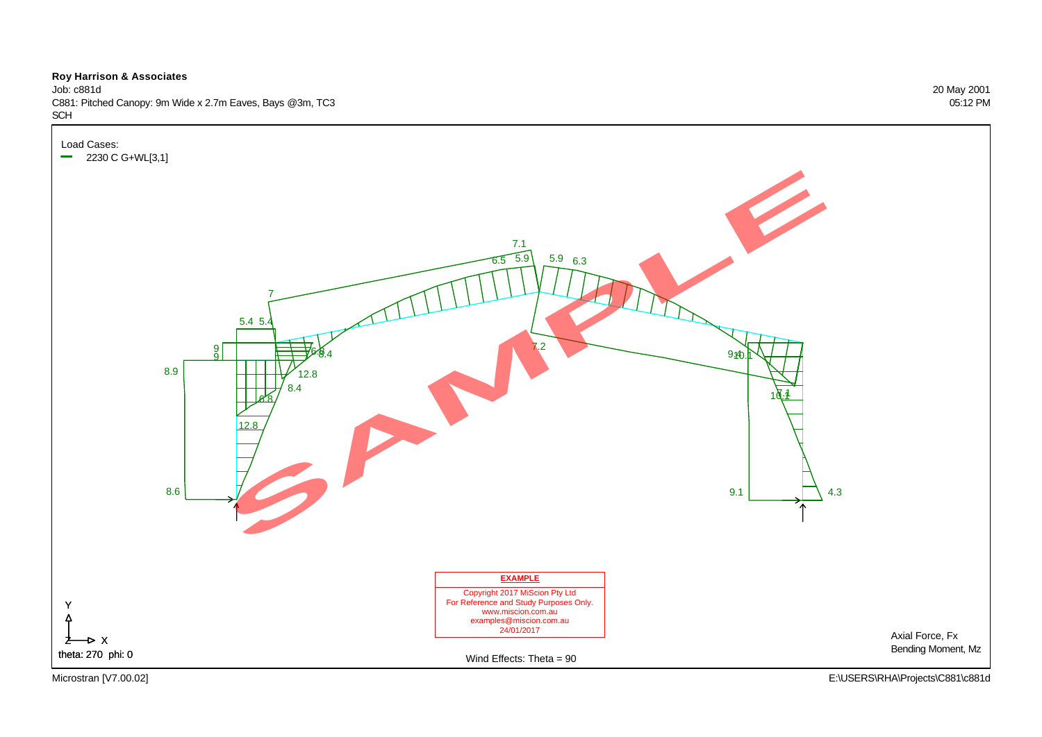**Roy Harrison & Associates**

Job: c881d

C881: Pitched Canopy: 9m Wide x 2.7m Eaves, Bays @3m, TC3

SCH

20 May 2001

05:12 PM

Load Cases:

2230 C G+WL[3,1]

7.1
6.5 5.9 5.9 6.3
7
5.4 5.4
9
9
6.8 8.4
8.9
12.8
8.4
6.8
12.8
7.2
9.4 10.1
10.1 7.1
8.6
9.1
4.3

SAMPLE

**EXAMPLE**

Copyright 2017 MiScion Pty Ltd
For Reference and Study Purposes Only.
www.miscion.com.au
examples@miscion.com.au
24/01/2017

Y
Z X
theta: 270 phi: 0

Wind Effects: Theta = 90

Axial Force, Fx
Bending Moment, Mz

Microstran [V7.00.02]

E:\USERS\RHA\Projects\C881\c881d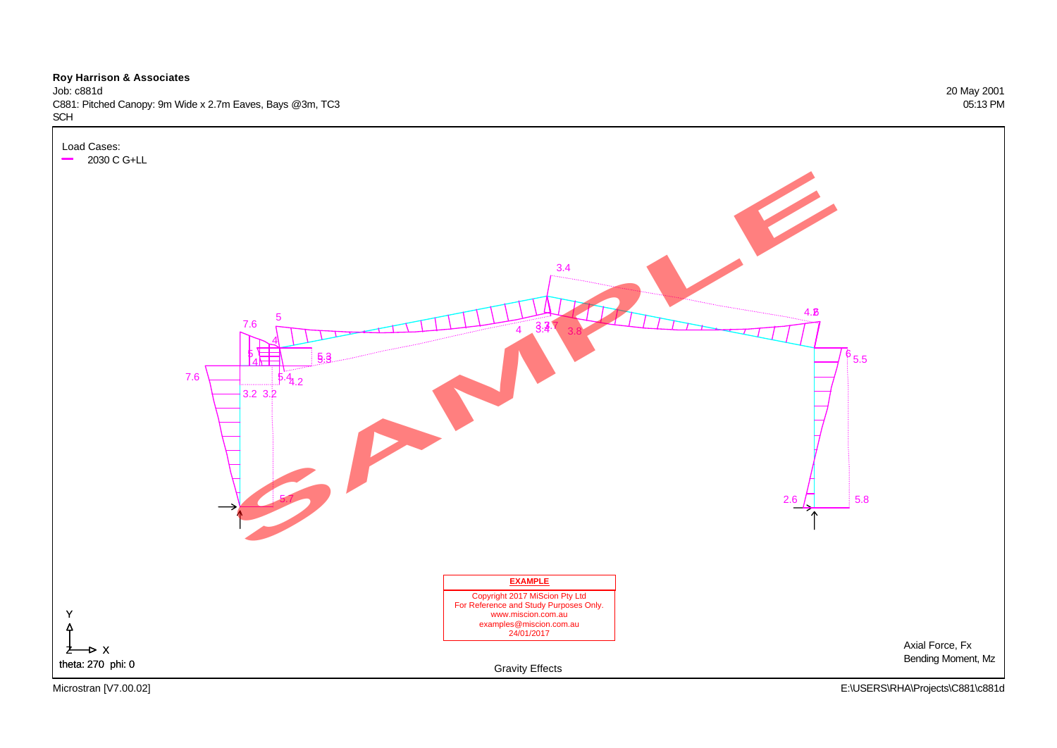**Roy Harrison & Associates**

Job: c881d

C881: Pitched Canopy: 9m Wide x 2.7m Eaves, Bays @3m, TC3

SCH

20 May 2001

05:13 PM

Load Cases:

— 2030 C G+LL

3.4

7.6 5 4.8

4 4 3.7 3.8

5 5.3

4 5.4 4.2 6 5.5

7.6

3.2 3.2

5.7 2.6 5.8

SAMPLE

**EXAMPLE**

Copyright 2017 MiScion Pty Ltd
For Reference and Study Purposes Only.
www.miscion.com.au
examples@miscion.com.au
24/01/2017

Y

Z X

theta: 270 phi: 0

Gravity Effects

Axial Force, Fx

Bending Moment, Mz

Microstran [V7.00.02]

E:\USERS\RHA\Projects\C881\c881d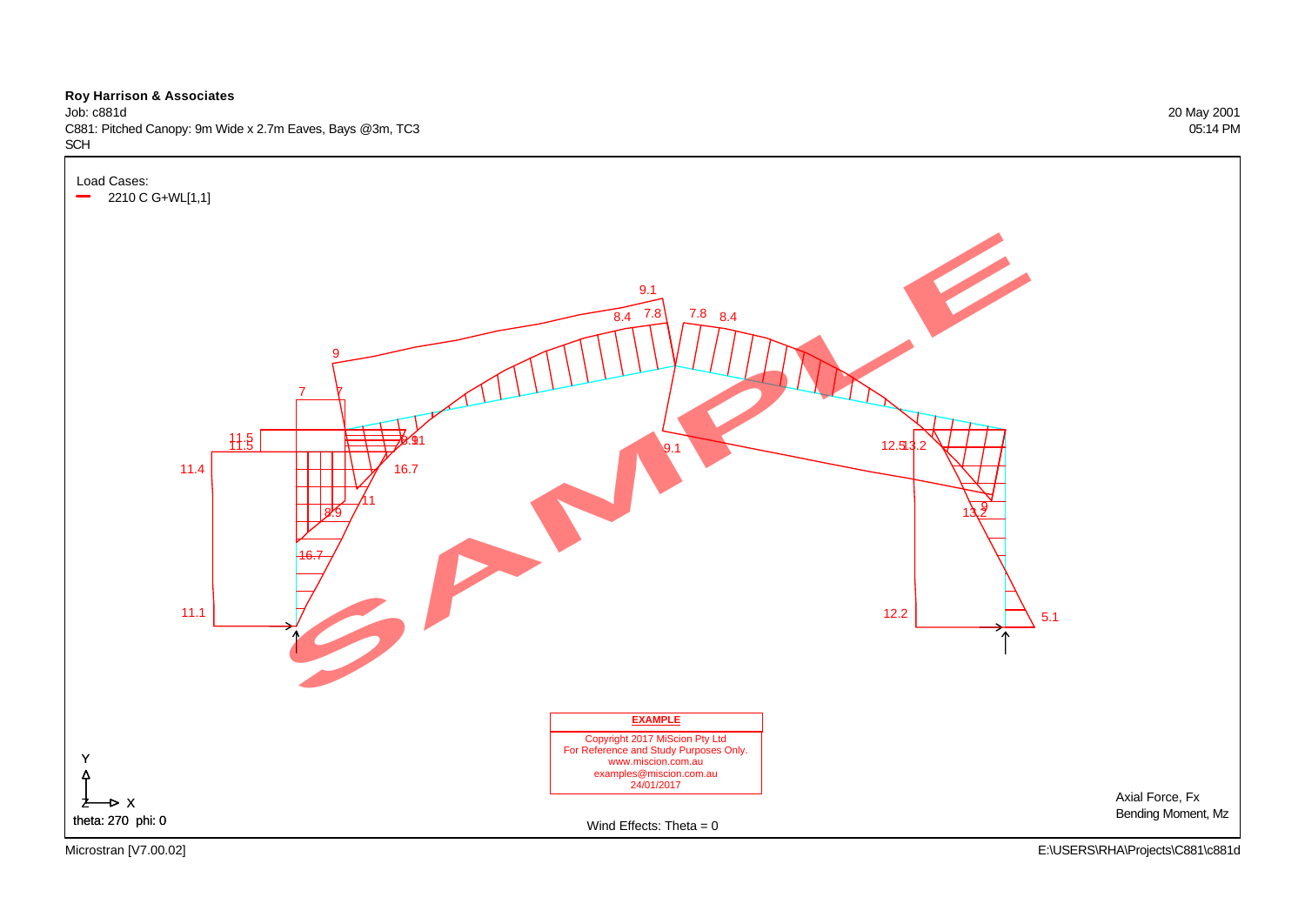**Roy Harrison & Associates**

Job: c881d

C881: Pitched Canopy: 9m Wide x 2.7m Eaves, Bays @3m, TC3

SCH

20 May 2001

05:14 PM

Load Cases:

2210 C G+WL[1,1]

9.1

8.4 7.8

7.8 8.4

9

7 7

11.5

11.5

6.91

9.1

12.5 13.2

11.4

16.7

11

8.9

13.2

9

16.7

11.1

12.2

5.1

**EXAMPLE**

Copyright 2017 MiScion Pty Ltd
For Reference and Study Purposes Only.
www.miscion.com.au
examples@miscion.com.au
24/01/2017

Y

Z X

theta: 270 phi: 0

Wind Effects: Theta = 0

Axial Force, Fx

Bending Moment, Mz

Microstran [V7.00.02]

E:\USERS\RHA\Projects\C881\c881d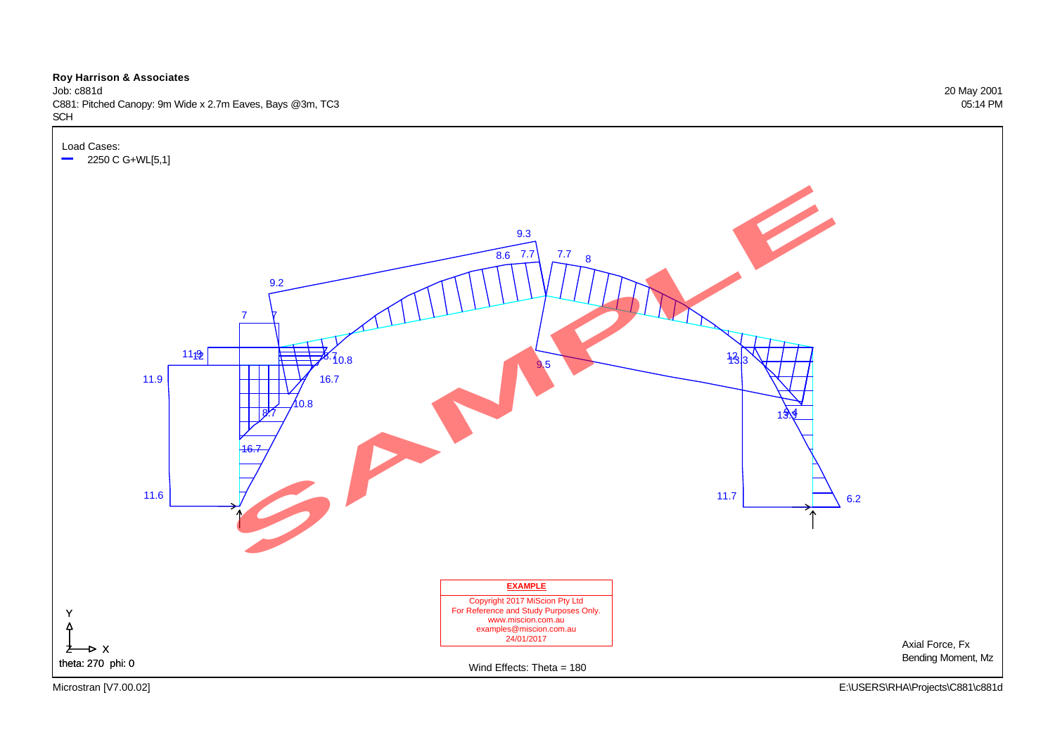**Roy Harrison & Associates**

Job: c881d

C881: Pitched Canopy: 9m Wide x 2.7m Eaves, Bays @3m, TC3

SCH

20 May 2001

05:14 PM

Load Cases:

— 2250 C G+WL[5,1]

9.3

8.6 7.7 7.7 8

9.2

7 7

11.9 12 8.7 10.8 9.5 12 13.3

11.9 16.7

8.7 10.8 13.4 13.3

16.7

11.6 11.7 6.2

SAMPLE

**EXAMPLE**

Copyright 2017 MiScion Pty Ltd
For Reference and Study Purposes Only.
www.miscion.com.au
examples@miscion.com.au
24/01/2017

Y

Z X

theta: 270 phi: 0

Wind Effects: Theta = 180

Axial Force, Fx

Bending Moment, Mz

Microstran [V7.00.02]

E:\USERS\RHA\Projects\C881\c881d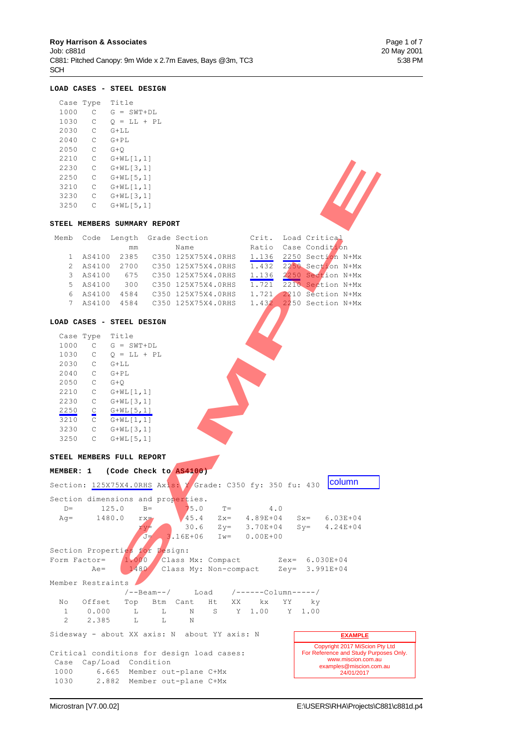**LOAD CASES - STEEL DESIGN**

| Case | Type | Title |
|---|---|---|
| 1000 | C | G = SWT+DL |
| 1030 | C | Q = LL + PL |
| 2030 | C | G+LL |
| 2040 | C | G+PL |
| 2050 | C | G+Q |
| 2210 | C | G+WL[1,1] |
| 2230 | C | G+WL[3,1] |
| 2250 | C | G+WL[5,1] |
| 3210 | C | G+WL[1,1] |
| 3230 | C | G+WL[3,1] |
| 3250 | C | G+WL[5,1] |

**STEEL MEMBERS SUMMARY REPORT**

| Memb | Code | Length mm | Grade | Section Name | Crit. Ratio | Load Case | Critical Condition |
|---|---|---|---|---|---|---|---|
| 1 | AS4100 | 2385 | C350 | 125X75X4.0RHS | 1.136 | 2250 | Section N+Mx |
| 2 | AS4100 | 2700 | C350 | 125X75X4.0RHS | 1.432 | 2250 | Section N+Mx |
| 3 | AS4100 | 675 | C350 | 125X75X4.0RHS | 1.136 | 2250 | Section N+Mx |
| 5 | AS4100 | 300 | C350 | 125X75X4.0RHS | 1.721 | 2210 | Section N+Mx |
| 6 | AS4100 | 4584 | C350 | 125X75X4.0RHS | 1.721 | 2210 | Section N+Mx |
| 7 | AS4100 | 4584 | C350 | 125X75X4.0RHS | 1.432 | 2250 | Section N+Mx |

**LOAD CASES - STEEL DESIGN**

| Case | Type | Title |
|---|---|---|
| 1000 | C | G = SWT+DL |
| 1030 | C | Q = LL + PL |
| 2030 | C | G+LL |
| 2040 | C | G+PL |
| 2050 | C | G+Q |
| 2210 | C | G+WL[1,1] |
| 2230 | C | G+WL[3,1] |
| 2250 | C | G+WL[5,1] |
| 3210 | C | G+WL[1,1] |
| 3230 | C | G+WL[3,1] |
| 3250 | C | G+WL[5,1] |

**STEEL MEMBERS FULL REPORT**

**MEMBER: 1 (Code Check to AS4100)**

Section: 125X75X4.0RHS Axis: Y Grade: C350 fy: 350 fu: 430 column

```
Section dimensions and properties.
   D=      125.0     B=       75.0     T=        4.0
   Ag=    1480.0     rx=      45.4     Zx=   4.89E+04    Sx=   6.03E+04
                     ry=      30.6     Zy=   3.70E+04    Sy=   4.24E+04
                      J=  3.16E+06     Iw=   0.00E+00

Section Properties for Design:
Form Factor=     1.000   Class Mx: Compact        Zex=  6.030E+04
         Ae=     1480    Class My: Non-compact    Zey=  3.991E+04

Member Restraints
              /--Beam--/     Load    /------Column-----/
  No   Offset  Top   Btm  Cant   Ht    XX     kx    YY     ky
   1    0.000    L     L     N     S     Y   1.00    Y   1.00
   2    2.385    L     L     N

Sidesway - about XX axis: N  about YY axis: N

Critical conditions for design load cases:
 Case   Cap/Load   Condition
 1000     6.665    Member out-plane C+Mx
 1030     2.882    Member out-plane C+Mx
```

**EXAMPLE**

Copyright 2017 MiScion Pty Ltd
For Reference and Study Purposes Only.
www.miscion.com.au
examples@miscion.com.au
24/01/2017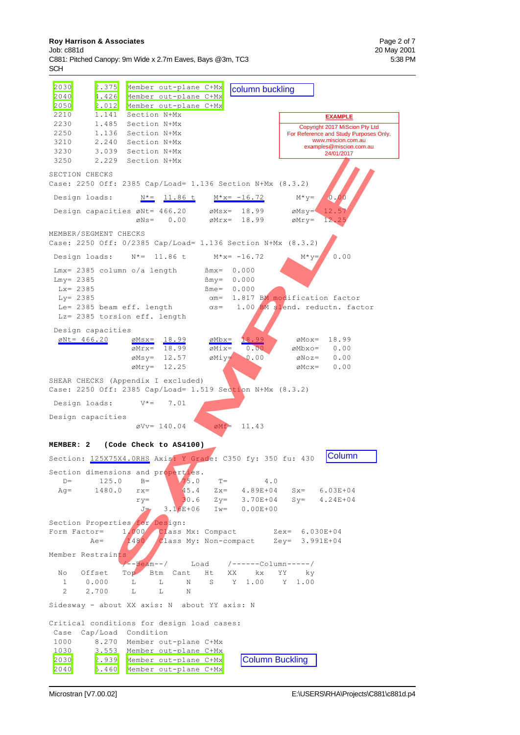| Case | Cap/Load | Condition |
|---|---|---|
| 2030 | 2.375 | Member out-plane C+Mx |
| 2040 | 1.426 | Member out-plane C+Mx |
| 2050 | 2.012 | Member out-plane C+Mx |
| 2210 | 1.141 | Section N+Mx |
| 2230 | 1.485 | Section N+Mx |
| 2250 | 1.136 | Section N+Mx |
| 3210 | 2.240 | Section N+Mx |
| 3230 | 3.039 | Section N+Mx |
| 3250 | 2.229 | Section N+Mx |

column buckling

**EXAMPLE**
Copyright 2017 MiScion Pty Ltd
For Reference and Study Purposes Only.
www.miscion.com.au
examples@miscion.com.au
24/01/2017

```
SECTION CHECKS
Case: 2250 Off: 2385 Cap/Load= 1.136 Section N+Mx (8.3.2)

 Design loads:       N*=  11.86 t      M*x= -16.72       M*y=   0.00

 Design capacities øNt= 466.20      øMsx=  18.99      øMsy=  12.57
                   øNs=   0.00      øMrx=  18.99      øMry=  12.25

MEMBER/SEGMENT CHECKS
Case: 2250 Off: 0/2385 Cap/Load= 1.136 Section N+Mx (8.3.2)

 Design loads:     N*=  11.86 t      M*x= -16.72       M*y=   0.00

 Lmx= 2385 column o/a length        ßmx=  0.000
 Lmy= 2385                          ßmy=  0.000
  Lx= 2385                          ßme=  0.000
  Ly= 2385                          αm=  1.817 BM modification factor
  Le= 2385 beam eff. length         αs=   1.00 BM slend. reductn. factor
  Lz= 2385 torsion eff. length

 Design capacities
  øNt= 466.20      øMsx=  18.99     øMbx=  18.99      øMox=  18.99
                   øMrx=  18.99     øMix=   0.00      øMbxo=   0.00
                   øMsy=  12.57     øMiy=   0.00      øNoz=   0.00
                   øMry=  12.25                       øMcx=   0.00

SHEAR CHECKS (Appendix I excluded)
Case: 2250 Off: 2385 Cap/Load= 1.519 Section N+Mx (8.3.2)

 Design loads:       V*=   7.01

Design capacities
                   øVv= 140.04          øMf=  11.43
```

**MEMBER: 2     (Code Check to AS4100)**

```
Section: 125X75X4.0RHS Axis: Y Grade: C350 fy: 350 fu: 430
```

Column

```
Section dimensions and properties.
   D=      125.0      B=       75.0       T=         4.0
  Ag=     1480.0     rx=       45.4      Zx=    4.89E+04     Sx=    6.03E+04
                     ry=       30.6      Zy=    3.70E+04     Sy=    4.24E+04
                      J=   3.16E+06      Iw=    0.00E+00

Section Properties for Design:
Form Factor=     1.000    Class Mx: Compact        Zex=  6.030E+04
          Ae=     1480    Class My: Non-compact    Zey=  3.991E+04

Member Restraints
                  /--Beam--/      Load    /------Column-----/
  No    Offset    Top   Btm  Cant   Ht    XX    kx    YY    ky
   1    0.000      L     L    N     S     Y  1.00     Y  1.00
   2    2.700      L     L    N

Sidesway - about XX axis: N  about YY axis: N

Critical conditions for design load cases:
```

| Case | Cap/Load | Condition |
|---|---|---|
| 1000 | 8.270 | Member out-plane C+Mx |
| 1030 | 3.553 | Member out-plane C+Mx |
| 2030 | 2.939 | Member out-plane C+Mx |
| 2040 | 5.460 | Member out-plane C+Mx |

Column Buckling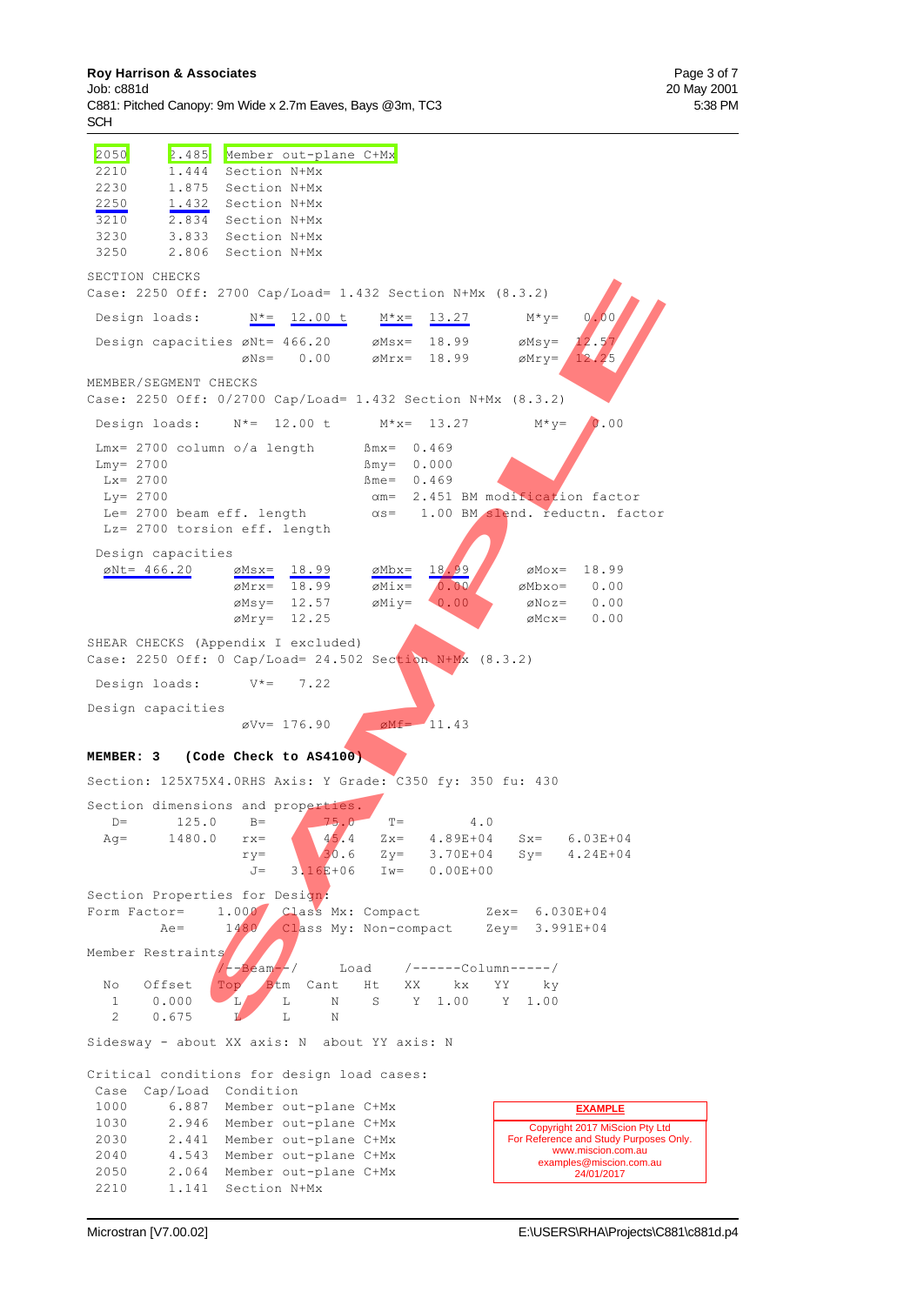```
2050     2.485  Member out-plane C+Mx
2210     1.444  Section N+Mx
2230     1.875  Section N+Mx
2250     1.432  Section N+Mx
3210     2.834  Section N+Mx
3230     3.833  Section N+Mx
3250     2.806  Section N+Mx
```

```
SECTION CHECKS
Case: 2250 Off: 2700 Cap/Load= 1.432 Section N+Mx (8.3.2)

 Design loads:       N*=  12.00 t      M*x=  13.27        M*y=   0.00

 Design capacities øNt= 466.20      øMsx=  18.99       øMsy=  12.57
                   øNs=   0.00      øMrx=  18.99       øMry=  12.25
```

```
MEMBER/SEGMENT CHECKS
Case: 2250 Off: 0/2700 Cap/Load= 1.432 Section N+Mx (8.3.2)

 Design loads:     N*=  12.00 t      M*x=  13.27        M*y=   0.00

 Lmx= 2700 column o/a length      ßmx=  0.469
 Lmy= 2700                        ßmy=  0.000
  Lx= 2700                        ßme=  0.469
  Ly= 2700                        αm=   2.451 BM modification factor
  Le= 2700 beam eff. length       αs=    1.00 BM slend. reductn. factor
  Lz= 2700 torsion eff. length

 Design capacities
  øNt= 466.20      øMsx=  18.99     øMbx=  18.99         øMox=  18.99
                   øMrx=  18.99     øMix=   0.00         øMbxo=  0.00
                   øMsy=  12.57     øMiy=   0.00         øNoz=   0.00
                   øMry=  12.25                          øMcx=   0.00
```

```
SHEAR CHECKS (Appendix I excluded)
Case: 2250 Off: 0 Cap/Load= 24.502 Section N+Mx (8.3.2)

 Design loads:       V*=   7.22

Design capacities
                   øVv= 176.90       øMf=  11.43
```

**MEMBER: 3   (Code Check to AS4100)**

```
Section: 125X75X4.0RHS Axis: Y Grade: C350 fy: 350 fu: 430

Section dimensions and properties.
   D=      125.0     B=        75.0     T=         4.0
  Ag=     1480.0    rx=        45.4    Zx=   4.89E+04    Sx=   6.03E+04
                    ry=        30.6    Zy=   3.70E+04    Sy=   4.24E+04
                     J=    3.16E+06    Iw=   0.00E+00

Section Properties for Design:
Form Factor=    1.000   Class Mx: Compact        Zex=  6.030E+04
         Ae=     1480   Class My: Non-compact    Zey=  3.991E+04

Member Restraints
                  /--Beam--/     Load    /------Column-----/
  No   Offset    Top   Btm  Cant   Ht    XX     kx    YY    ky
   1    0.000     L     L     N     S     Y   1.00     Y  1.00
   2    0.675     L     L     N

Sidesway - about XX axis: N  about YY axis: N

Critical conditions for design load cases:
 Case   Cap/Load  Condition
 1000     6.887  Member out-plane C+Mx
 1030     2.946  Member out-plane C+Mx
 2030     2.441  Member out-plane C+Mx
 2040     4.543  Member out-plane C+Mx
 2050     2.064  Member out-plane C+Mx
 2210     1.141  Section N+Mx
```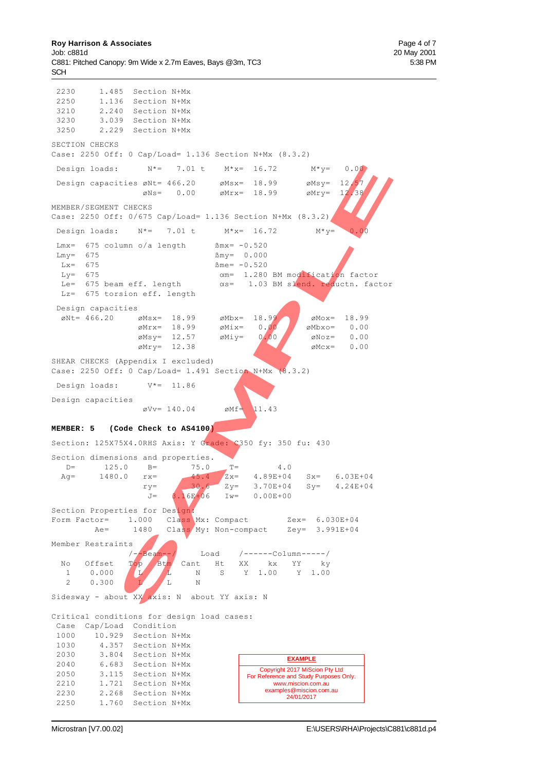```
 2230      1.485   Section N+Mx
 2250      1.136   Section N+Mx
 3210      2.240   Section N+Mx
 3230      3.039   Section N+Mx
 3250      2.229   Section N+Mx
```

SECTION CHECKS
Case: 2250 Off: 0 Cap/Load= 1.136 Section N+Mx (8.3.2)

```
 Design loads:      N*=   7.01 t    M*x=  16.72       M*y=   0.00

 Design capacities øNt= 466.20     øMsx=  18.99      øMsy=  12.57
                   øNs=   0.00     øMrx=  18.99      øMry=  12.38
```

MEMBER/SEGMENT CHECKS
Case: 2250 Off: 0/675 Cap/Load= 1.136 Section N+Mx (8.3.2)

```
 Design loads:    N*=   7.01 t     M*x=  16.72        M*y=   0.00

 Lmx=  675 column o/a length      ßmx= -0.520
 Lmy=  675                        ßmy=  0.000
  Lx=  675                        ßme= -0.520
  Ly=  675                         αm=  1.280 BM modification factor
  Le=  675 beam eff. length        αs=   1.03 BM slend. reductn. factor
  Lz=  675 torsion eff. length

 Design capacities
  øNt= 466.20      øMsx=  18.99     øMbx=  18.99      øMox=  18.99
                   øMrx=  18.99     øMix=   0.00     øMbxo=   0.00
                   øMsy=  12.57     øMiy=   0.00      øNoz=   0.00
                   øMry=  12.38                       øMcx=   0.00
```

SHEAR CHECKS (Appendix I excluded)
Case: 2250 Off: 0 Cap/Load= 1.491 Section N+Mx (8.3.2)

```
 Design loads:       V*=  11.86

Design capacities
                   øVv= 140.04      øMf=  11.43
```

**MEMBER: 5   (Code Check to AS4100)**

Section: 125X75X4.0RHS Axis: Y Grade: C350 fy: 350 fu: 430

```
Section dimensions and properties.
   D=      125.0     B=        75.0     T=        4.0
  Ag=     1480.0    rx=        45.4    Zx=   4.89E+04    Sx=   6.03E+04
                    ry=        30.6    Zy=   3.70E+04    Sy=   4.24E+04
                     J=    3.16E+06    Iw=   0.00E+00

Section Properties for Design:
Form Factor=     1.000    Class Mx: Compact        Zex=  6.030E+04
        Ae=      1480    Class My: Non-compact    Zey=  3.991E+04
```

Member Restraints

```
                /--Beam--/     Load    /------Column-----/
  No   Offset   Top   Btm   Cant   Ht    XX    kx    YY    ky
   1    0.000    L     L     N     S     Y   1.00    Y   1.00
   2    0.300    L     L     N
```

Sidesway - about XX axis: N  about YY axis: N

Critical conditions for design load cases:

```
 Case   Cap/Load  Condition
 1000    10.929   Section N+Mx
 1030     4.357   Section N+Mx
 2030     3.804   Section N+Mx
 2040     6.683   Section N+Mx
 2050     3.115   Section N+Mx
 2210     1.721   Section N+Mx
 2230     2.268   Section N+Mx
 2250     1.760   Section N+Mx
```

**EXAMPLE**
Copyright 2017 MiScion Pty Ltd
For Reference and Study Purposes Only.
www.miscion.com.au
examples@miscion.com.au
24/01/2017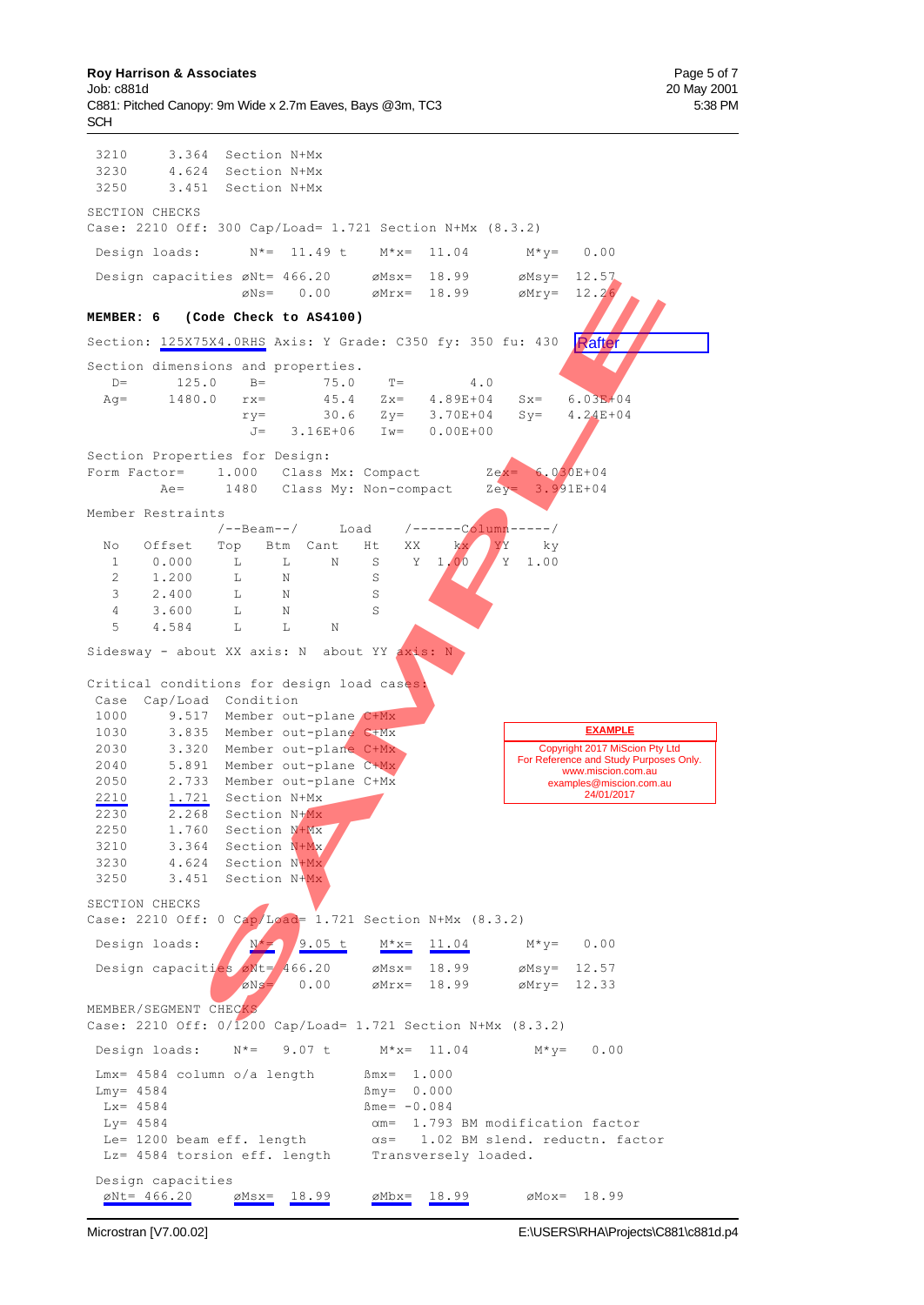```
 3210     3.364  Section N+Mx
 3230     4.624  Section N+Mx
 3250     3.451  Section N+Mx
```

```
SECTION CHECKS
Case: 2210 Off: 300 Cap/Load= 1.721 Section N+Mx (8.3.2)

 Design loads:       N*=  11.49 t     M*x=  11.04       M*y=   0.00

 Design capacities øNt= 466.20      øMsx=  18.99      øMsy=  12.57
                   øNs=   0.00      øMrx=  18.99      øMry=  12.26
```

**MEMBER: 6 (Code Check to AS4100)**

```
Section: 125X75X4.0RHS Axis: Y Grade: C350 fy: 350 fu: 430   Rafter

Section dimensions and properties.
   D=      125.0     B=       75.0     T=         4.0
  Ag=     1480.0    rx=       45.4    Zx=   4.89E+04   Sx=   6.03E+04
                    ry=       30.6    Zy=   3.70E+04   Sy=   4.24E+04
                     J=   3.16E+06   Iw=   0.00E+00

Section Properties for Design:
Form Factor=    1.000   Class Mx: Compact       Zex=  6.030E+04
        Ae=     1480   Class My: Non-compact   Zey=  3.991E+04

Member Restraints
               /--Beam--/     Load    /------Column-----/
  No   Offset   Top   Btm  Cant   Ht   XX    kx    YY    ky
   1    0.000    L     L     N     S    Y  1.00    Y  1.00
   2    1.200    L     N           S
   3    2.400    L     N           S
   4    3.600    L     N           S
   5    4.584    L     L     N

Sidesway - about XX axis: N  about YY axis: N

Critical conditions for design load cases:
 Case   Cap/Load  Condition
 1000     9.517  Member out-plane C+Mx
 1030     3.835  Member out-plane C+Mx
 2030     3.320  Member out-plane C+Mx
 2040     5.891  Member out-plane C+Mx
 2050     2.733  Member out-plane C+Mx
 2210     1.721  Section N+Mx
 2230     2.268  Section N+Mx
 2250     1.760  Section N+Mx
 3210     3.364  Section N+Mx
 3230     4.624  Section N+Mx
 3250     3.451  Section N+Mx

SECTION CHECKS
Case: 2210 Off: 0 Cap/Load= 1.721 Section N+Mx (8.3.2)

 Design loads:       N*=   9.05 t     M*x=  11.04       M*y=   0.00

 Design capacities øNt= 466.20      øMsx=  18.99      øMsy=  12.57
                   øNs=   0.00      øMrx=  18.99      øMry=  12.33

MEMBER/SEGMENT CHECKS
Case: 2210 Off: 0/1200 Cap/Load= 1.721 Section N+Mx (8.3.2)

 Design loads:    N*=   9.07 t      M*x=  11.04        M*y=   0.00

 Lmx= 4584 column o/a length       ßmx=  1.000
 Lmy= 4584                         ßmy=  0.000
  Lx= 4584                         ßme= -0.084
  Ly= 4584                          αm=  1.793 BM modification factor
  Le= 1200 beam eff. length         αs=   1.02 BM slend. reductn. factor
  Lz= 4584 torsion eff. length      Transversely loaded.

 Design capacities
  øNt= 466.20     øMsx=  18.99      øMbx=  18.99        øMox=  18.99
```

EXAMPLE
Copyright 2017 MiScion Pty Ltd
For Reference and Study Purposes Only.
www.miscion.com.au
examples@miscion.com.au
24/01/2017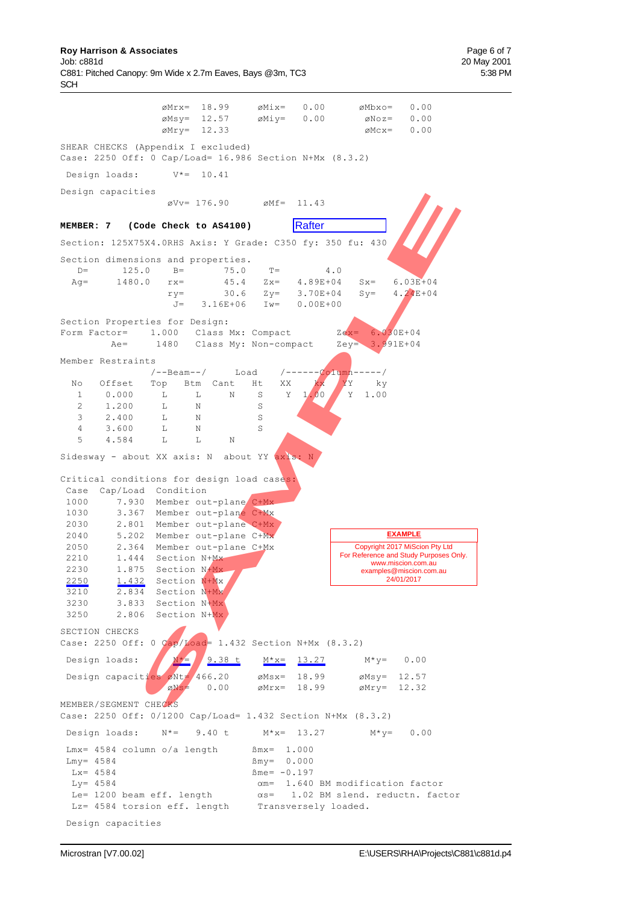```
               øMrx=  18.99     øMix=   0.00       øMbxo=   0.00
               øMsy=  12.57     øMiy=   0.00        øNoz=   0.00
               øMry=  12.33                         øMcx=   0.00

SHEAR CHECKS (Appendix I excluded)
Case: 2250 Off: 0 Cap/Load= 16.986 Section N+Mx (8.3.2)

 Design loads:      V*=  10.41

Design capacities
               øVv= 176.90      øMf=  11.43
```

**MEMBER: 7 (Code Check to AS4100)** Rafter

```
Section: 125X75X4.0RHS Axis: Y Grade: C350 fy: 350 fu: 430

Section dimensions and properties.
   D=      125.0     B=      75.0     T=        4.0
  Ag=     1480.0    rx=      45.4    Zx=   4.89E+04    Sx=   6.03E+04
                    ry=      30.6    Zy=   3.70E+04    Sy=   4.24E+04
                     J=  3.16E+06    Iw=   0.00E+00

Section Properties for Design:
Form Factor=    1.000   Class Mx: Compact        Zex=  6.030E+04
        Ae=     1480    Class My: Non-compact    Zey=  3.991E+04

Member Restraints
                /--Beam--/      Load   /------Column-----/
  No   Offset   Top   Btm  Cant   Ht    XX    kx    YY    ky
   1    0.000    L     L     N     S     Y   1.00    Y   1.00
   2    1.200    L     N           S
   3    2.400    L     N           S
   4    3.600    L     N           S
   5    4.584    L     L     N

Sidesway - about XX axis: N  about YY axis: N

Critical conditions for design load cases:
 Case  Cap/Load  Condition
 1000     7.930  Member out-plane C+Mx
 1030     3.367  Member out-plane C+Mx
 2030     2.801  Member out-plane C+Mx
 2040     5.202  Member out-plane C+Mx
 2050     2.364  Member out-plane C+Mx
 2210     1.444  Section N+Mx
 2230     1.875  Section N+Mx
 2250     1.432  Section N+Mx
 3210     2.834  Section N+Mx
 3230     3.833  Section N+Mx
 3250     2.806  Section N+Mx

SECTION CHECKS
Case: 2250 Off: 0 Cap/Load= 1.432 Section N+Mx (8.3.2)

 Design loads:      N*=   9.38 t    M*x=  13.27       M*y=   0.00

 Design capacities øNt= 466.20     øMsx=  18.99     øMsy=  12.57
                   øNs=   0.00     øMrx=  18.99     øMry=  12.32

MEMBER/SEGMENT CHECKS
Case: 2250 Off: 0/1200 Cap/Load= 1.432 Section N+Mx (8.3.2)

 Design loads:      N*=   9.40 t     M*x=  13.27        M*y=   0.00

 Lmx= 4584 column o/a length       ßmx=  1.000
 Lmy= 4584                         ßmy=  0.000
  Lx= 4584                         ßme= -0.197
  Ly= 4584                          αm=  1.640 BM modification factor
  Le= 1200 beam eff. length         αs=   1.02 BM slend. reductn. factor
  Lz= 4584 torsion eff. length      Transversely loaded.

 Design capacities
```

**EXAMPLE**
Copyright 2017 MiScion Pty Ltd
For Reference and Study Purposes Only.
www.miscion.com.au
examples@miscion.com.au
24/01/2017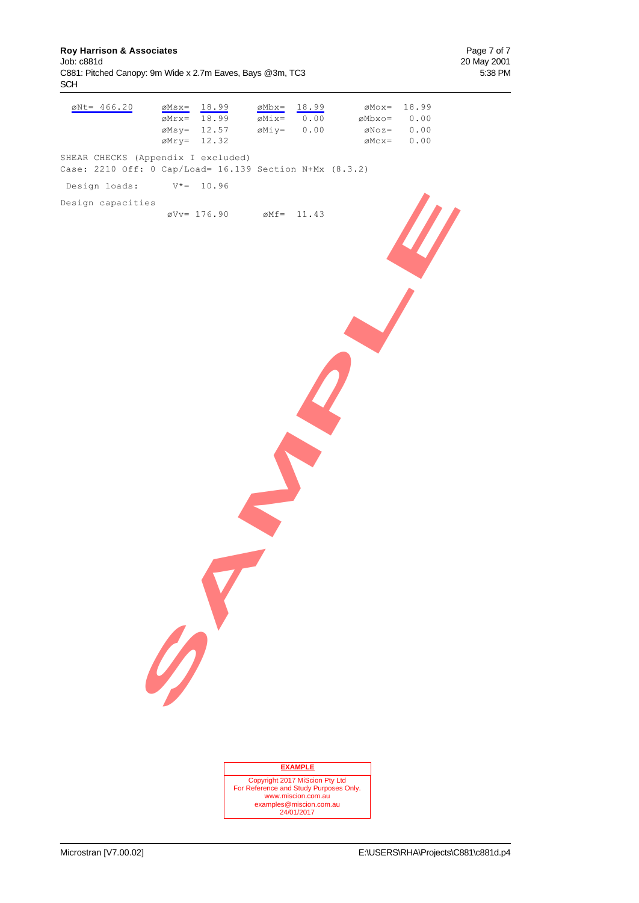```
 øNt= 466.20      øMsx=  18.99      øMbx=  18.99          øMox=  18.99
                  øMrx=  18.99      øMix=   0.00          øMbxo=  0.00
                  øMsy=  12.57      øMiy=   0.00          øNoz=   0.00
                  øMry=  12.32                            øMcx=   0.00

SHEAR CHECKS (Appendix I excluded)
Case: 2210 Off: 0 Cap/Load= 16.139 Section N+Mx (8.3.2)

 Design loads:       V*=  10.96

Design capacities
                  øVv= 176.90       øMf=  11.43
```

SAMPLE

**EXAMPLE**

Copyright 2017 MiScion Pty Ltd
For Reference and Study Purposes Only.
www.miscion.com.au
examples@miscion.com.au
24/01/2017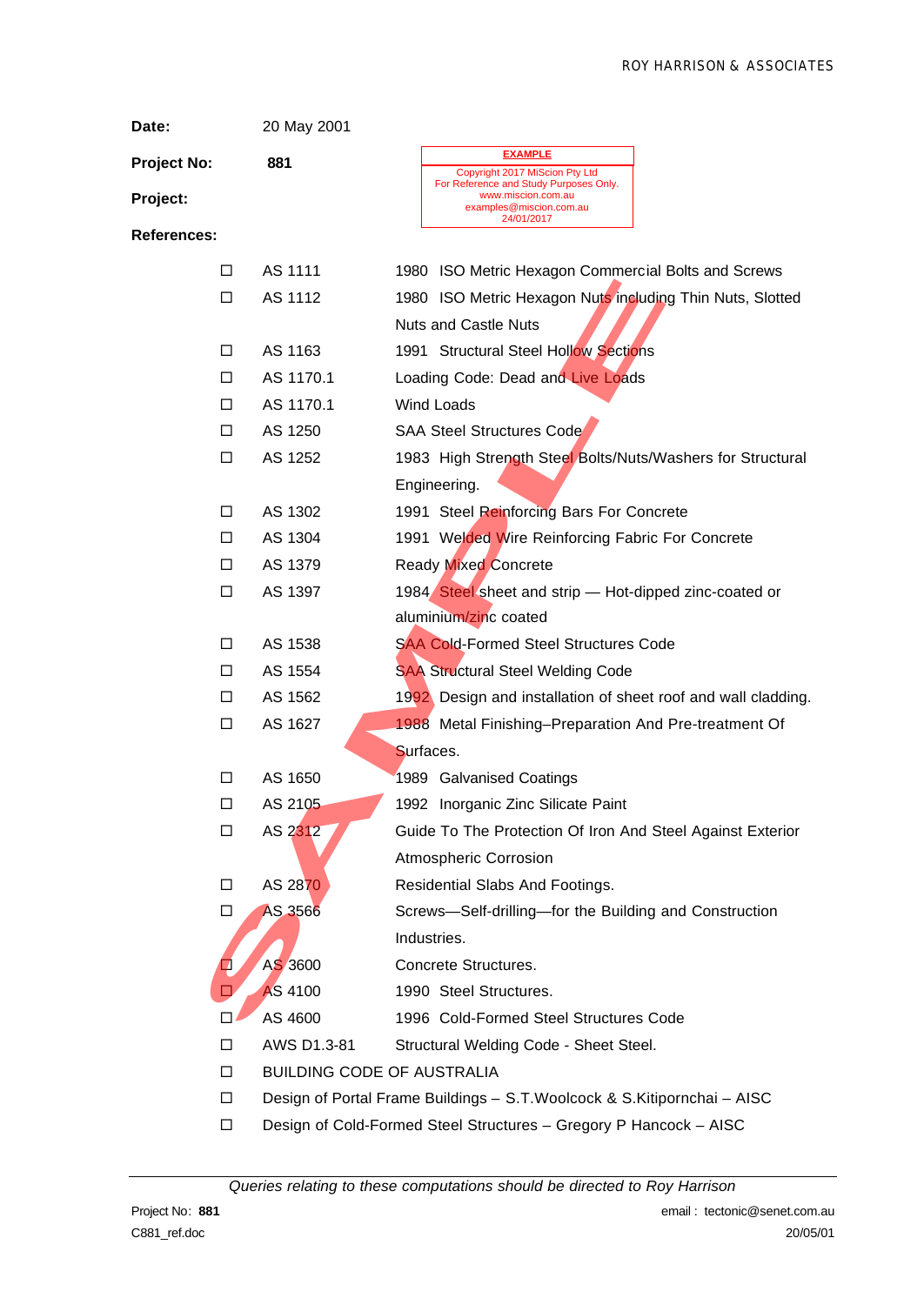ROY HARRISON & ASSOCIATES

**Date:** 20 May 2001

**Project No:** 881

**EXAMPLE**
Copyright 2017 MiScion Pty Ltd
For Reference and Study Purposes Only.
www.miscion.com.au
examples@miscion.com.au
24/01/2017

**Project:**

**References:**

- ☐ AS 1111 — 1980 ISO Metric Hexagon Commercial Bolts and Screws
- ☐ AS 1112 — 1980 ISO Metric Hexagon Nuts including Thin Nuts, Slotted Nuts and Castle Nuts
- ☐ AS 1163 — 1991 Structural Steel Hollow Sections
- ☐ AS 1170.1 — Loading Code: Dead and Live Loads
- ☐ AS 1170.1 — Wind Loads
- ☐ AS 1250 — SAA Steel Structures Code
- ☐ AS 1252 — 1983 High Strength Steel Bolts/Nuts/Washers for Structural Engineering.
- ☐ AS 1302 — 1991 Steel Reinforcing Bars For Concrete
- ☐ AS 1304 — 1991 Welded Wire Reinforcing Fabric For Concrete
- ☐ AS 1379 — Ready Mixed Concrete
- ☐ AS 1397 — 1984 Steel sheet and strip — Hot-dipped zinc-coated or aluminium/zinc coated
- ☐ AS 1538 — SAA Cold-Formed Steel Structures Code
- ☐ AS 1554 — SAA Structural Steel Welding Code
- ☐ AS 1562 — 1992 Design and installation of sheet roof and wall cladding.
- ☐ AS 1627 — 1988 Metal Finishing–Preparation And Pre-treatment Of Surfaces.
- ☐ AS 1650 — 1989 Galvanised Coatings
- ☐ AS 2105 — 1992 Inorganic Zinc Silicate Paint
- ☐ AS 2312 — Guide To The Protection Of Iron And Steel Against Exterior Atmospheric Corrosion
- ☐ AS 2870 — Residential Slabs And Footings.
- ☐ AS 3566 — Screws—Self-drilling—for the Building and Construction Industries.
- ☐ AS 3600 — Concrete Structures.
- ☐ AS 4100 — 1990 Steel Structures.
- ☐ AS 4600 — 1996 Cold-Formed Steel Structures Code
- ☐ AWS D1.3-81 — Structural Welding Code - Sheet Steel.
- ☐ BUILDING CODE OF AUSTRALIA
- ☐ Design of Portal Frame Buildings – S.T.Woolcock & S.Kitipornchai – AISC
- ☐ Design of Cold-Formed Steel Structures – Gregory P Hancock – AISC

*Queries relating to these computations should be directed to Roy Harrison*

Project No: **881** — email : tectonic@senet.com.au

C881_ref.doc — 20/05/01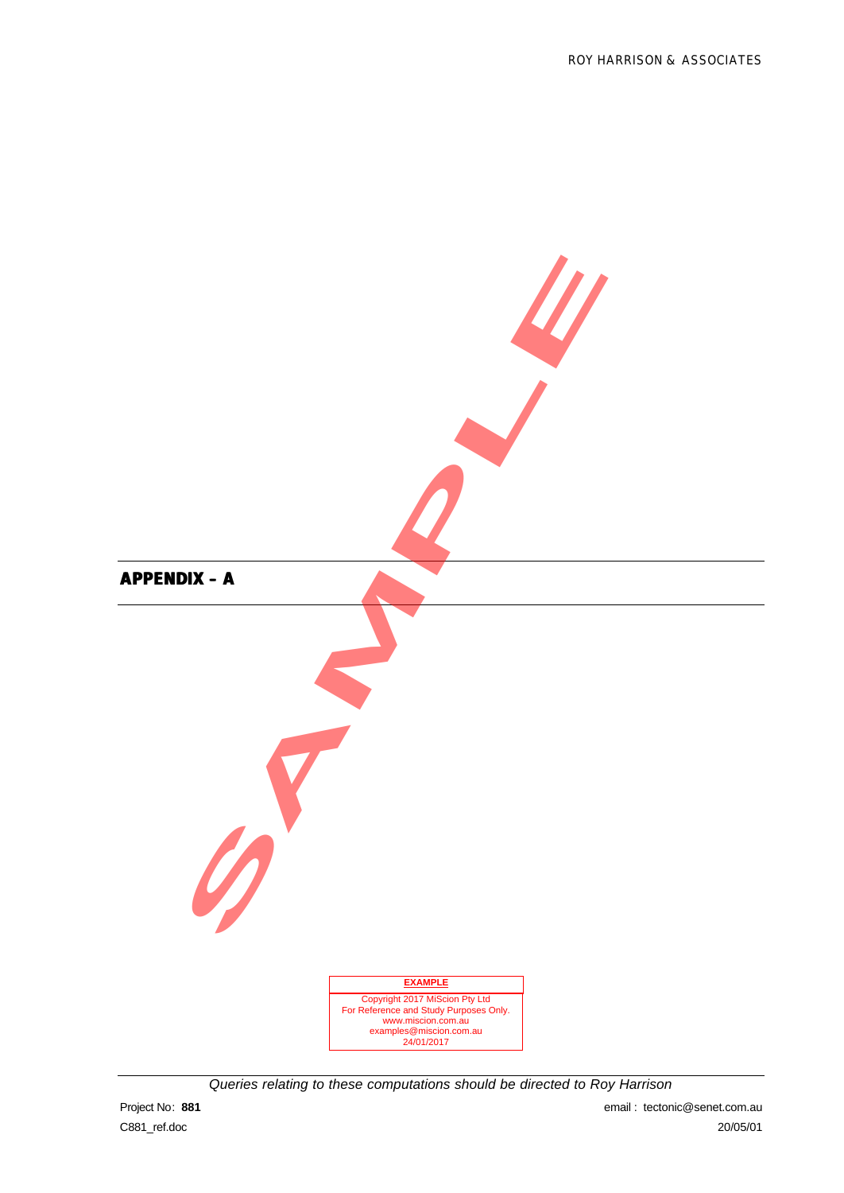## APPENDIX – A

**EXAMPLE**

Copyright 2017 MiScion Pty Ltd
For Reference and Study Purposes Only.
www.miscion.com.au
examples@miscion.com.au
24/01/2017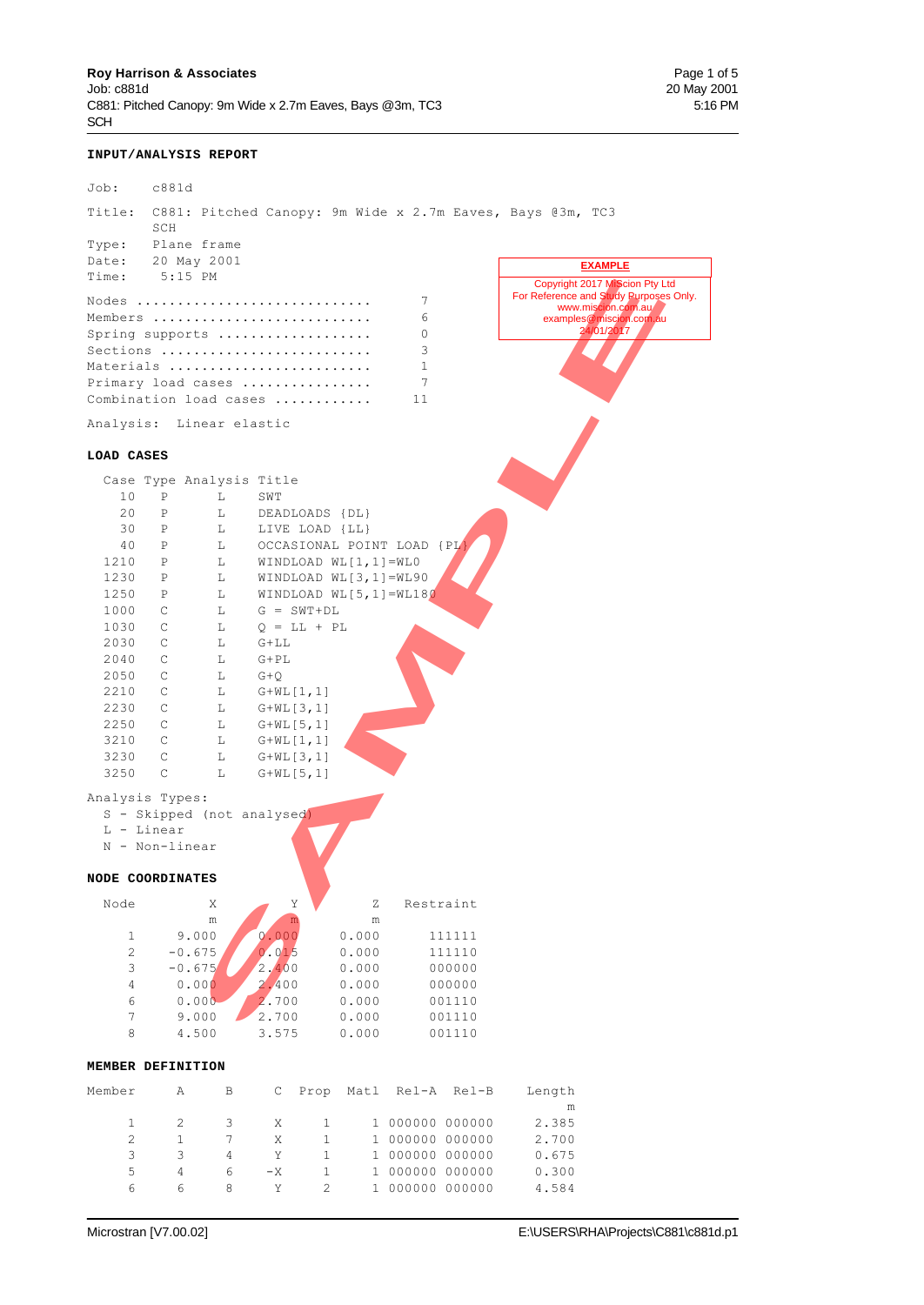## INPUT/ANALYSIS REPORT

```
Job:    c881d

Title:  C881: Pitched Canopy: 9m Wide x 2.7m Eaves, Bays @3m, TC3
        SCH
Type:   Plane frame
Date:   20 May 2001
Time:    5:15 PM

Nodes ............................     7
Members ..........................     6
Spring supports ..................     0
Sections .........................     3
Materials ........................     1
Primary load cases ...............     7
Combination load cases ...........    11

Analysis:  Linear elastic
```

**EXAMPLE**
Copyright 2017 MiScion Pty Ltd
For Reference and Study Purposes Only.
www.miscion.com.au
examples@miscion.com.au
24/01/2017

### LOAD CASES

| Case | Type | Analysis | Title |
|---|---|---|---|
| 10 | P | L | SWT |
| 20 | P | L | DEADLOADS {DL} |
| 30 | P | L | LIVE LOAD {LL} |
| 40 | P | L | OCCASIONAL POINT LOAD {PL} |
| 1210 | P | L | WINDLOAD WL[1,1]=WL0 |
| 1230 | P | L | WINDLOAD WL[3,1]=WL90 |
| 1250 | P | L | WINDLOAD WL[5,1]=WL180 |
| 1000 | C | L | G = SWT+DL |
| 1030 | C | L | Q = LL + PL |
| 2030 | C | L | G+LL |
| 2040 | C | L | G+PL |
| 2050 | C | L | G+Q |
| 2210 | C | L | G+WL[1,1] |
| 2230 | C | L | G+WL[3,1] |
| 2250 | C | L | G+WL[5,1] |
| 3210 | C | L | G+WL[1,1] |
| 3230 | C | L | G+WL[3,1] |
| 3250 | C | L | G+WL[5,1] |

Analysis Types:
- S - Skipped (not analysed)
- L - Linear
- N - Non-linear

### NODE COORDINATES

| Node | X<br>m | Y<br>m | Z<br>m | Restraint |
|---|---|---|---|---|
| 1 | 9.000 | 0.000 | 0.000 | 111111 |
| 2 | -0.675 | 0.015 | 0.000 | 111110 |
| 3 | -0.675 | 2.400 | 0.000 | 000000 |
| 4 | 0.000 | 2.400 | 0.000 | 000000 |
| 6 | 0.000 | 2.700 | 0.000 | 001110 |
| 7 | 9.000 | 2.700 | 0.000 | 001110 |
| 8 | 4.500 | 3.575 | 0.000 | 001110 |

### MEMBER DEFINITION

| Member | A | B | C | Prop | Matl | Rel-A | Rel-B | Length<br>m |
|---|---|---|---|---|---|---|---|---|
| 1 | 2 | 3 | X | 1 | 1 | 000000 | 000000 | 2.385 |
| 2 | 1 | 7 | X | 1 | 1 | 000000 | 000000 | 2.700 |
| 3 | 3 | 4 | Y | 1 | 1 | 000000 | 000000 | 0.675 |
| 5 | 4 | 6 | -X | 1 | 1 | 000000 | 000000 | 0.300 |
| 6 | 6 | 8 | Y | 2 | 1 | 000000 | 000000 | 4.584 |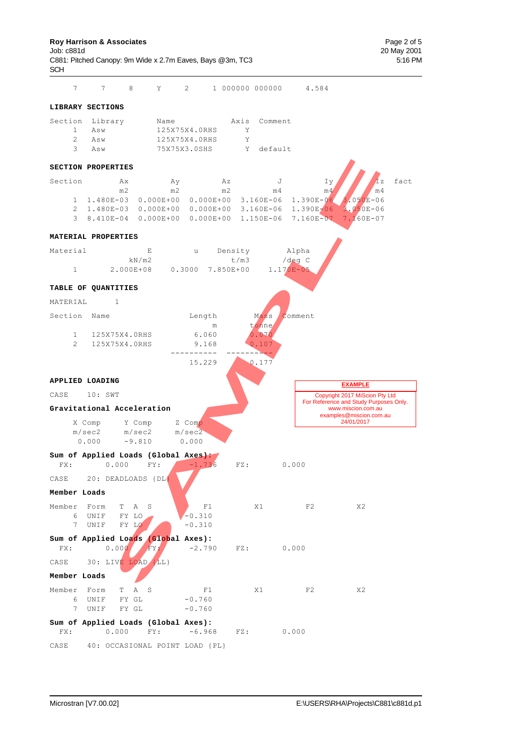| 7 | 7 | 8 | Y | 2 | 1 000000 000000 | 4.584 |
|---|---|---|---|---|---|---|

**LIBRARY SECTIONS**

| Section | Library | Name | Axis | Comment |
|---|---|---|---|---|
| 1 | Asw | 125X75X4.0RHS | Y | |
| 2 | Asw | 125X75X4.0RHS | Y | |
| 3 | Asw | 75X75X3.0SHS | Y | default |

**SECTION PROPERTIES**

| Section | Ax m2 | Ay m2 | Az m2 | J m4 | Iy m4 | Iz m4 | fact |
|---|---|---|---|---|---|---|---|
| 1 | 1.480E-03 | 0.000E+00 | 0.000E+00 | 3.160E-06 | 1.390E-06 | 3.050E-06 | |
| 2 | 1.480E-03 | 0.000E+00 | 0.000E+00 | 3.160E-06 | 1.390E-06 | 3.050E-06 | |
| 3 | 8.410E-04 | 0.000E+00 | 0.000E+00 | 1.150E-06 | 7.160E-07 | 7.160E-07 | |

**MATERIAL PROPERTIES**

| Material | E kN/m2 | u | Density t/m3 | Alpha /deg C |
|---|---|---|---|---|
| 1 | 2.000E+08 | 0.3000 | 7.850E+00 | 1.170E-05 |

**TABLE OF QUANTITIES**

MATERIAL 1

| Section | Name | Length m | Mass tonne | Comment |
|---|---|---|---|---|
| 1 | 125X75X4.0RHS | 6.060 | 0.070 | |
| 2 | 125X75X4.0RHS | 9.168 | 0.107 | |
| | | 15.229 | 0.177 | |

**APPLIED LOADING**

EXAMPLE
Copyright 2017 MiScion Pty Ltd
For Reference and Study Purposes Only.
www.miscion.com.au
examples@miscion.com.au
24/01/2017

CASE 10: SWT

**Gravitational Acceleration**

| X Comp m/sec2 | Y Comp m/sec2 | Z Comp m/sec2 |
|---|---|---|
| 0.000 | -9.810 | 0.000 |

**Sum of Applied Loads (Global Axes):**

FX: 0.000 FY: -1.736 FZ: 0.000

CASE 20: DEADLOADS {DL}

**Member Loads**

| Member | Form | T | A | S | F1 | X1 | F2 | X2 |
|---|---|---|---|---|---|---|---|---|
| 6 | UNIF | FY | LO | | -0.310 | | | |
| 7 | UNIF | FY | LO | | -0.310 | | | |

**Sum of Applied Loads (Global Axes):**

FX: 0.000 FY: -2.790 FZ: 0.000

CASE 30: LIVE LOAD {LL}

**Member Loads**

| Member | Form | T | A | S | F1 | X1 | F2 | X2 |
|---|---|---|---|---|---|---|---|---|
| 6 | UNIF | FY | GL | | -0.760 | | | |
| 7 | UNIF | FY | GL | | -0.760 | | | |

**Sum of Applied Loads (Global Axes):**

FX: 0.000 FY: -6.968 FZ: 0.000

CASE 40: OCCASIONAL POINT LOAD {PL}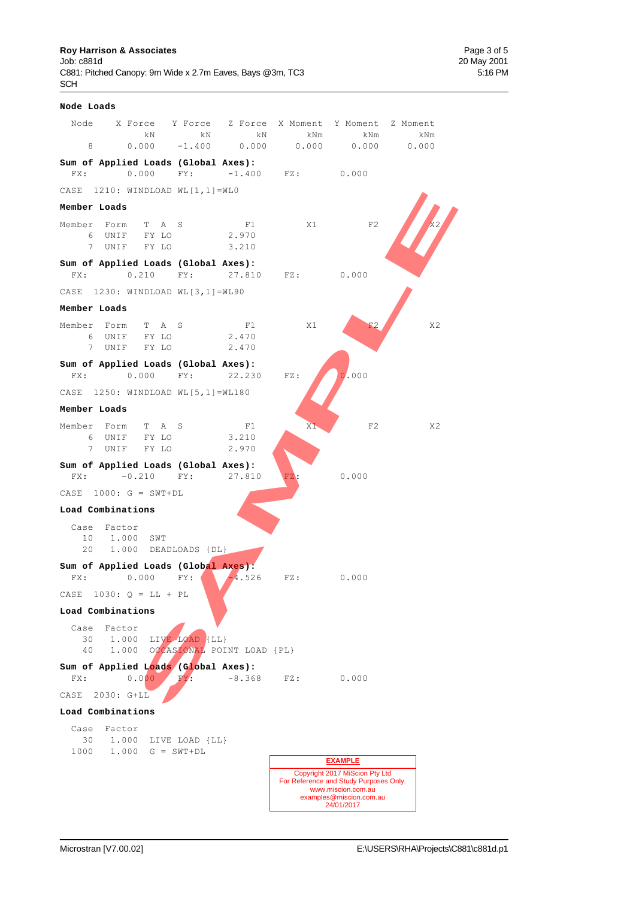**Node Loads**

| Node | X Force kN | Y Force kN | Z Force kN | X Moment kNm | Y Moment kNm | Z Moment kNm |
|---|---|---|---|---|---|---|
| 8 | 0.000 | -1.400 | 0.000 | 0.000 | 0.000 | 0.000 |

**Sum of Applied Loads (Global Axes):**
FX: 0.000 FY: -1.400 FZ: 0.000

CASE 1210: WINDLOAD WL[1,1]=WL0

**Member Loads**

| Member | Form | T | A | S | F1 | X1 | F2 | X2 |
|---|---|---|---|---|---|---|---|---|
| 6 | UNIF | FY | LO | | 2.970 | | | |
| 7 | UNIF | FY | LO | | 3.210 | | | |

**Sum of Applied Loads (Global Axes):**
FX: 0.210 FY: 27.810 FZ: 0.000

CASE 1230: WINDLOAD WL[3,1]=WL90

**Member Loads**

| Member | Form | T | A | S | F1 | X1 | F2 | X2 |
|---|---|---|---|---|---|---|---|---|
| 6 | UNIF | FY | LO | | 2.470 | | | |
| 7 | UNIF | FY | LO | | 2.470 | | | |

**Sum of Applied Loads (Global Axes):**
FX: 0.000 FY: 22.230 FZ: 0.000

CASE 1250: WINDLOAD WL[5,1]=WL180

**Member Loads**

| Member | Form | T | A | S | F1 | X1 | F2 | X2 |
|---|---|---|---|---|---|---|---|---|
| 6 | UNIF | FY | LO | | 3.210 | | | |
| 7 | UNIF | FY | LO | | 2.970 | | | |

**Sum of Applied Loads (Global Axes):**
FX: -0.210 FY: 27.810 FZ: 0.000

CASE 1000: G = SWT+DL

**Load Combinations**

| Case | Factor | |
|---|---|---|
| 10 | 1.000 | SWT |
| 20 | 1.000 | DEADLOADS {DL} |

**Sum of Applied Loads (Global Axes):**
FX: 0.000 FY: -4.526 FZ: 0.000

CASE 1030: Q = LL + PL

**Load Combinations**

| Case | Factor | |
|---|---|---|
| 30 | 1.000 | LIVE LOAD {LL} |
| 40 | 1.000 | OCCASIONAL POINT LOAD {PL} |

**Sum of Applied Loads (Global Axes):**
FX: 0.000 FY: -8.368 FZ: 0.000

CASE 2030: G+LL

**Load Combinations**

| Case | Factor | |
|---|---|---|
| 30 | 1.000 | LIVE LOAD {LL} |
| 1000 | 1.000 | G = SWT+DL |

**EXAMPLE**

Copyright 2017 MiScion Pty Ltd
For Reference and Study Purposes Only.
www.miscion.com.au
examples@miscion.com.au
24/01/2017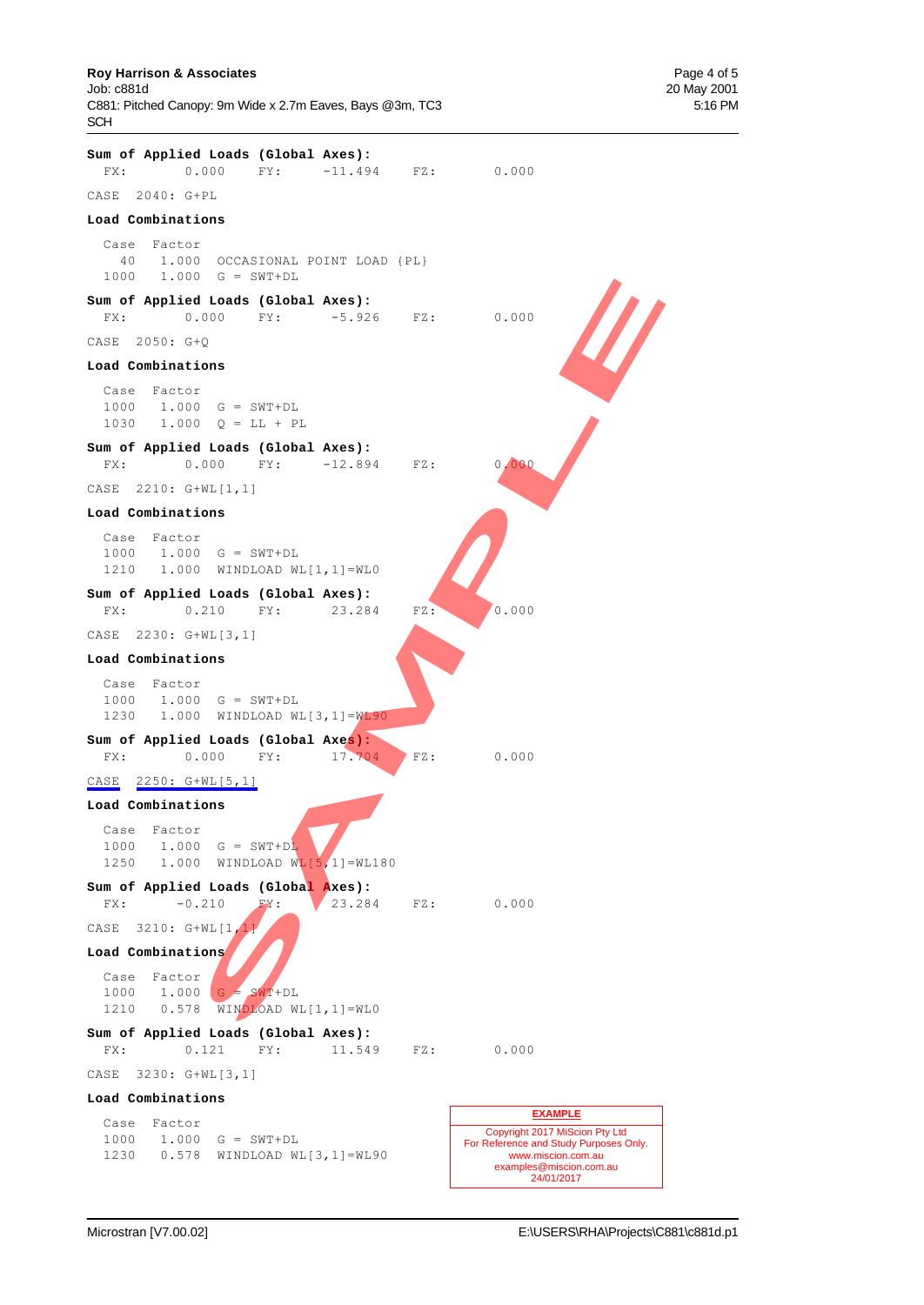**Sum of Applied Loads (Global Axes):**

```
  FX:        0.000     FY:     -11.494     FZ:         0.000
```

CASE 2040: G+PL

**Load Combinations**

```
  Case  Factor
    40   1.000  OCCASIONAL POINT LOAD {PL}
  1000   1.000  G = SWT+DL
```

**Sum of Applied Loads (Global Axes):**

```
  FX:        0.000     FY:      -5.926     FZ:         0.000
```

CASE 2050: G+Q

**Load Combinations**

```
  Case  Factor
  1000   1.000  G = SWT+DL
  1030   1.000  Q = LL + PL
```

**Sum of Applied Loads (Global Axes):**

```
  FX:        0.000     FY:     -12.894     FZ:         0.000
```

CASE 2210: G+WL[1,1]

**Load Combinations**

```
  Case  Factor
  1000   1.000  G = SWT+DL
  1210   1.000  WINDLOAD WL[1,1]=WL0
```

**Sum of Applied Loads (Global Axes):**

```
  FX:        0.210     FY:      23.284     FZ:         0.000
```

CASE 2230: G+WL[3,1]

**Load Combinations**

```
  Case  Factor
  1000   1.000  G = SWT+DL
  1230   1.000  WINDLOAD WL[3,1]=WL90
```

**Sum of Applied Loads (Global Axes):**

```
  FX:        0.000     FY:      17.704     FZ:         0.000
```

CASE 2250: G+WL[5,1]

**Load Combinations**

```
  Case  Factor
  1000   1.000  G = SWT+DL
  1250   1.000  WINDLOAD WL[5,1]=WL180
```

**Sum of Applied Loads (Global Axes):**

```
  FX:       -0.210     FY:      23.284     FZ:         0.000
```

CASE 3210: G+WL[1,1]

**Load Combinations**

```
  Case  Factor
  1000   1.000  G = SWT+DL
  1210   0.578  WINDLOAD WL[1,1]=WL0
```

**Sum of Applied Loads (Global Axes):**

```
  FX:        0.121     FY:      11.549     FZ:         0.000
```

CASE 3230: G+WL[3,1]

**Load Combinations**

```
  Case  Factor
  1000   1.000  G = SWT+DL
  1230   0.578  WINDLOAD WL[3,1]=WL90
```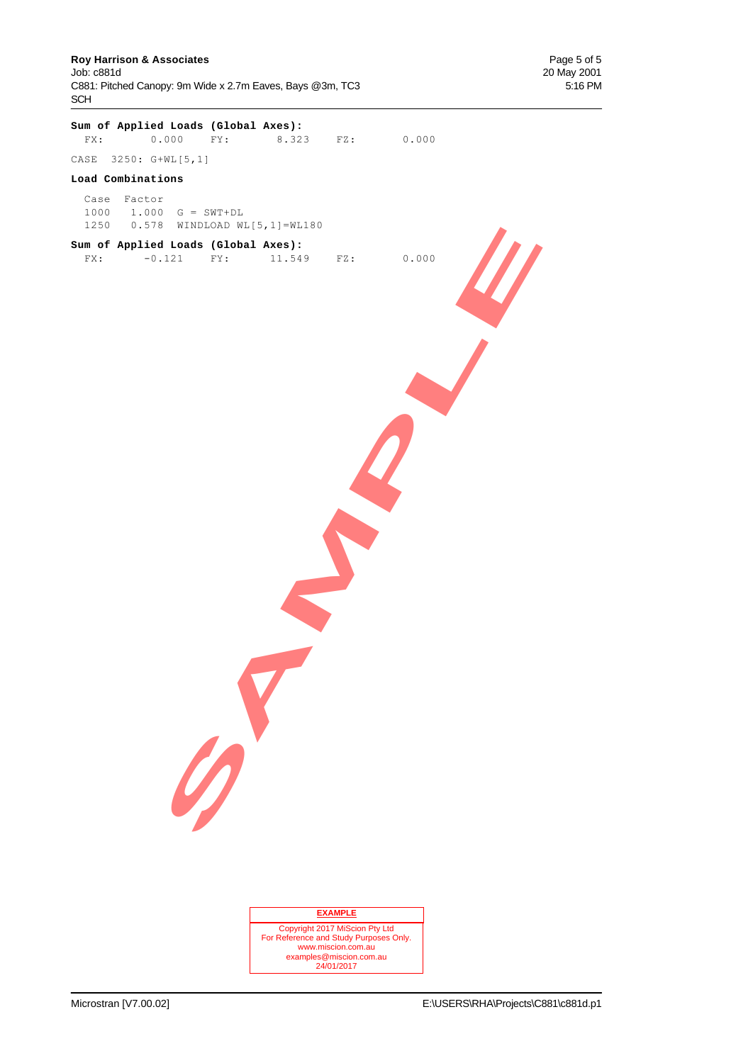**Sum of Applied Loads (Global Axes):**

```
  FX:        0.000     FY:        8.323     FZ:        0.000
```

CASE 3250: G+WL[5,1]

**Load Combinations**

```
  Case   Factor
  1000   1.000   G = SWT+DL
  1250   0.578   WINDLOAD WL[5,1]=WL180
```

**Sum of Applied Loads (Global Axes):**

```
  FX:       -0.121     FY:       11.549     FZ:        0.000
```

SAMPLE

**EXAMPLE**

Copyright 2017 MiScion Pty Ltd
For Reference and Study Purposes Only.
www.miscion.com.au
examples@miscion.com.au
24/01/2017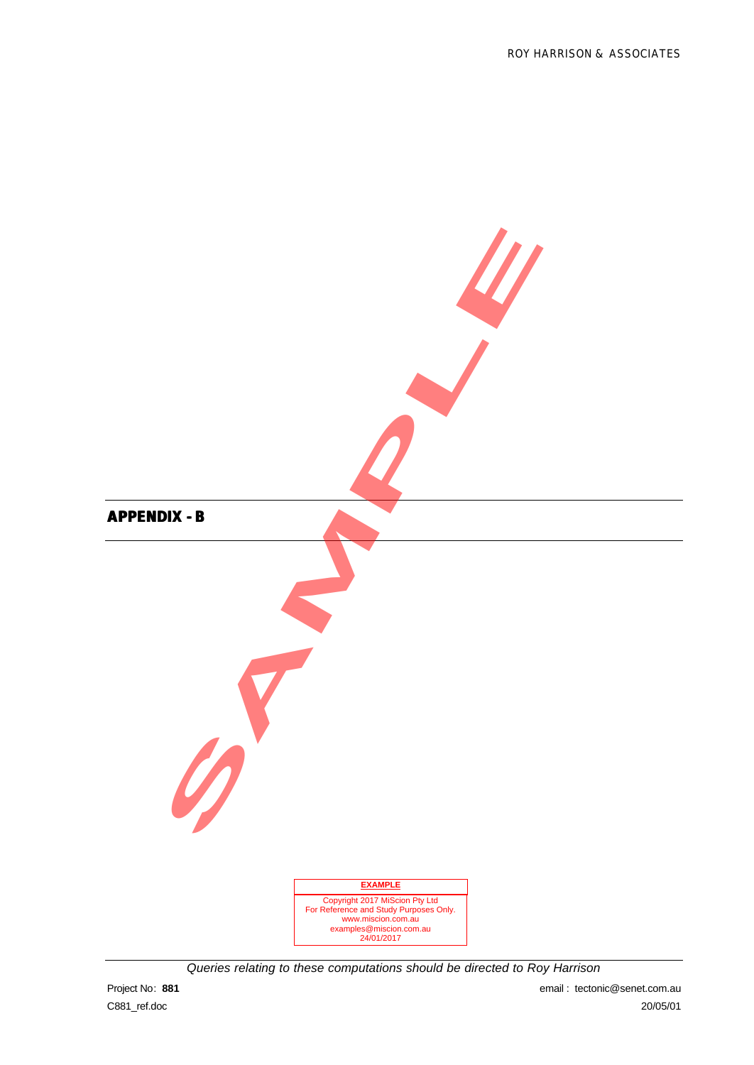## APPENDIX - B

**EXAMPLE**

Copyright 2017 MiScion Pty Ltd
For Reference and Study Purposes Only.
www.miscion.com.au
examples@miscion.com.au
24/01/2017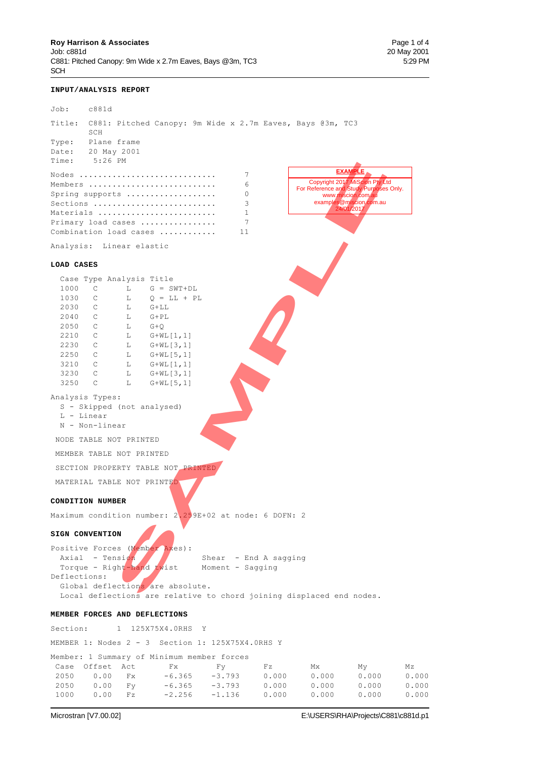**INPUT/ANALYSIS REPORT**

```
Job:    c881d

Title:  C881: Pitched Canopy: 9m Wide x 2.7m Eaves, Bays @3m, TC3
        SCH
Type:   Plane frame
Date:   20 May 2001
Time:    5:26 PM

Nodes ............................       7
Members ..........................       6
Spring supports ..................       0
Sections .........................       3
Materials ........................       1
Primary load cases ...............       7
Combination load cases ...........      11

Analysis:  Linear elastic
```

EXAMPLE
Copyright 2017 MiScion Pty Ltd
For Reference and Study Purposes Only.
www.miscion.com.au
examples@miscion.com.au
24/01/2017

**LOAD CASES**

| Case | Type | Analysis | Title |
|---|---|---|---|
| 1000 | C | L | G = SWT+DL |
| 1030 | C | L | Q = LL + PL |
| 2030 | C | L | G+LL |
| 2040 | C | L | G+PL |
| 2050 | C | L | G+Q |
| 2210 | C | L | G+WL[1,1] |
| 2230 | C | L | G+WL[3,1] |
| 2250 | C | L | G+WL[5,1] |
| 3210 | C | L | G+WL[1,1] |
| 3230 | C | L | G+WL[3,1] |
| 3250 | C | L | G+WL[5,1] |

```
Analysis Types:
  S - Skipped (not analysed)
  L - Linear
  N - Non-linear

 NODE TABLE NOT PRINTED

 MEMBER TABLE NOT PRINTED

 SECTION PROPERTY TABLE NOT PRINTED

 MATERIAL TABLE NOT PRINTED
```

**CONDITION NUMBER**

Maximum condition number: 2.259E+02 at node: 6 DOFN: 2

**SIGN CONVENTION**

```
Positive Forces (Member Axes):
  Axial  - Tension                Shear  - End A sagging
  Torque - Right-hand twist       Moment - Sagging
Deflections:
  Global deflections are absolute.
  Local deflections are relative to chord joining displaced end nodes.
```

**MEMBER FORCES AND DEFLECTIONS**

Section:        1  125X75X4.0RHS  Y

MEMBER 1: Nodes 2 - 3   Section 1: 125X75X4.0RHS Y

Member: 1 Summary of Minimum member forces

| Case | Offset | Act | Fx | Fy | Fz | Mx | My | Mz |
|---|---|---|---|---|---|---|---|---|
| 2050 | 0.00 | Fx | -6.365 | -3.793 | 0.000 | 0.000 | 0.000 | 0.000 |
| 2050 | 0.00 | Fy | -6.365 | -3.793 | 0.000 | 0.000 | 0.000 | 0.000 |
| 1000 | 0.00 | Fz | -2.256 | -1.136 | 0.000 | 0.000 | 0.000 | 0.000 |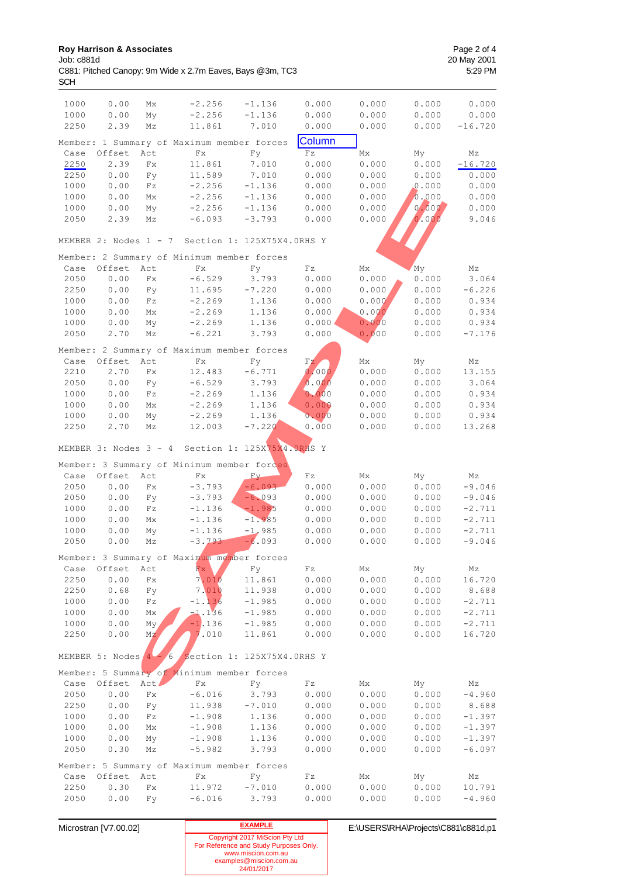| Case | Offset | Act | Fx | Fy | Fz | Mx | My | Mz |
|---|---|---|---|---|---|---|---|---|
| 1000 | 0.00 | Mx | -2.256 | -1.136 | 0.000 | 0.000 | 0.000 | 0.000 |
| 1000 | 0.00 | My | -2.256 | -1.136 | 0.000 | 0.000 | 0.000 | 0.000 |
| 2250 | 2.39 | Mz | 11.861 | 7.010 | 0.000 | 0.000 | 0.000 | -16.720 |

Member: 1 Summary of Maximum member forces Column

| Case | Offset | Act | Fx | Fy | Fz | Mx | My | Mz |
|---|---|---|---|---|---|---|---|---|
| 2250 | 2.39 | Fx | 11.861 | 7.010 | 0.000 | 0.000 | 0.000 | -16.720 |
| 2250 | 0.00 | Fy | 11.589 | 7.010 | 0.000 | 0.000 | 0.000 | 0.000 |
| 1000 | 0.00 | Fz | -2.256 | -1.136 | 0.000 | 0.000 | 0.000 | 0.000 |
| 1000 | 0.00 | Mx | -2.256 | -1.136 | 0.000 | 0.000 | 0.000 | 0.000 |
| 1000 | 0.00 | My | -2.256 | -1.136 | 0.000 | 0.000 | 0.000 | 0.000 |
| 2050 | 2.39 | Mz | -6.093 | -3.793 | 0.000 | 0.000 | 0.000 | 9.046 |

MEMBER 2: Nodes 1 - 7 Section 1: 125X75X4.0RHS Y

Member: 2 Summary of Minimum member forces

| Case | Offset | Act | Fx | Fy | Fz | Mx | My | Mz |
|---|---|---|---|---|---|---|---|---|
| 2050 | 0.00 | Fx | -6.529 | 3.793 | 0.000 | 0.000 | 0.000 | 3.064 |
| 2250 | 0.00 | Fy | 11.695 | -7.220 | 0.000 | 0.000 | 0.000 | -6.226 |
| 1000 | 0.00 | Fz | -2.269 | 1.136 | 0.000 | 0.000 | 0.000 | 0.934 |
| 1000 | 0.00 | Mx | -2.269 | 1.136 | 0.000 | 0.000 | 0.000 | 0.934 |
| 1000 | 0.00 | My | -2.269 | 1.136 | 0.000 | 0.000 | 0.000 | 0.934 |
| 2050 | 2.70 | Mz | -6.221 | 3.793 | 0.000 | 0.000 | 0.000 | -7.176 |

Member: 2 Summary of Maximum member forces

| Case | Offset | Act | Fx | Fy | Fz | Mx | My | Mz |
|---|---|---|---|---|---|---|---|---|
| 2210 | 2.70 | Fx | 12.483 | -6.771 | 0.000 | 0.000 | 0.000 | 13.155 |
| 2050 | 0.00 | Fy | -6.529 | 3.793 | 0.000 | 0.000 | 0.000 | 3.064 |
| 1000 | 0.00 | Fz | -2.269 | 1.136 | 0.000 | 0.000 | 0.000 | 0.934 |
| 1000 | 0.00 | Mx | -2.269 | 1.136 | 0.000 | 0.000 | 0.000 | 0.934 |
| 1000 | 0.00 | My | -2.269 | 1.136 | 0.000 | 0.000 | 0.000 | 0.934 |
| 2250 | 2.70 | Mz | 12.003 | -7.220 | 0.000 | 0.000 | 0.000 | 13.268 |

MEMBER 3: Nodes 3 - 4 Section 1: 125X75X4.0RHS Y

Member: 3 Summary of Minimum member forces

| Case | Offset | Act | Fx | Fy | Fz | Mx | My | Mz |
|---|---|---|---|---|---|---|---|---|
| 2050 | 0.00 | Fx | -3.793 | -6.093 | 0.000 | 0.000 | 0.000 | -9.046 |
| 2050 | 0.00 | Fy | -3.793 | -6.093 | 0.000 | 0.000 | 0.000 | -9.046 |
| 1000 | 0.00 | Fz | -1.136 | -1.985 | 0.000 | 0.000 | 0.000 | -2.711 |
| 1000 | 0.00 | Mx | -1.136 | -1.985 | 0.000 | 0.000 | 0.000 | -2.711 |
| 1000 | 0.00 | My | -1.136 | -1.985 | 0.000 | 0.000 | 0.000 | -2.711 |
| 2050 | 0.00 | Mz | -3.793 | -6.093 | 0.000 | 0.000 | 0.000 | -9.046 |

Member: 3 Summary of Maximum member forces

| Case | Offset | Act | Fx | Fy | Fz | Mx | My | Mz |
|---|---|---|---|---|---|---|---|---|
| 2250 | 0.00 | Fx | 7.010 | 11.861 | 0.000 | 0.000 | 0.000 | 16.720 |
| 2250 | 0.68 | Fy | 7.010 | 11.938 | 0.000 | 0.000 | 0.000 | 8.688 |
| 1000 | 0.00 | Fz | -1.136 | -1.985 | 0.000 | 0.000 | 0.000 | -2.711 |
| 1000 | 0.00 | Mx | -1.136 | -1.985 | 0.000 | 0.000 | 0.000 | -2.711 |
| 1000 | 0.00 | My | -1.136 | -1.985 | 0.000 | 0.000 | 0.000 | -2.711 |
| 2250 | 0.00 | Mz | 7.010 | 11.861 | 0.000 | 0.000 | 0.000 | 16.720 |

MEMBER 5: Nodes 4 - 6 Section 1: 125X75X4.0RHS Y

Member: 5 Summary of Minimum member forces

| Case | Offset | Act | Fx | Fy | Fz | Mx | My | Mz |
|---|---|---|---|---|---|---|---|---|
| 2050 | 0.00 | Fx | -6.016 | 3.793 | 0.000 | 0.000 | 0.000 | -4.960 |
| 2250 | 0.00 | Fy | 11.938 | -7.010 | 0.000 | 0.000 | 0.000 | 8.688 |
| 1000 | 0.00 | Fz | -1.908 | 1.136 | 0.000 | 0.000 | 0.000 | -1.397 |
| 1000 | 0.00 | Mx | -1.908 | 1.136 | 0.000 | 0.000 | 0.000 | -1.397 |
| 1000 | 0.00 | My | -1.908 | 1.136 | 0.000 | 0.000 | 0.000 | -1.397 |
| 2050 | 0.30 | Mz | -5.982 | 3.793 | 0.000 | 0.000 | 0.000 | -6.097 |

Member: 5 Summary of Maximum member forces

| Case | Offset | Act | Fx | Fy | Fz | Mx | My | Mz |
|---|---|---|---|---|---|---|---|---|
| 2250 | 0.30 | Fx | 11.972 | -7.010 | 0.000 | 0.000 | 0.000 | 10.791 |
| 2050 | 0.00 | Fy | -6.016 | 3.793 | 0.000 | 0.000 | 0.000 | -4.960 |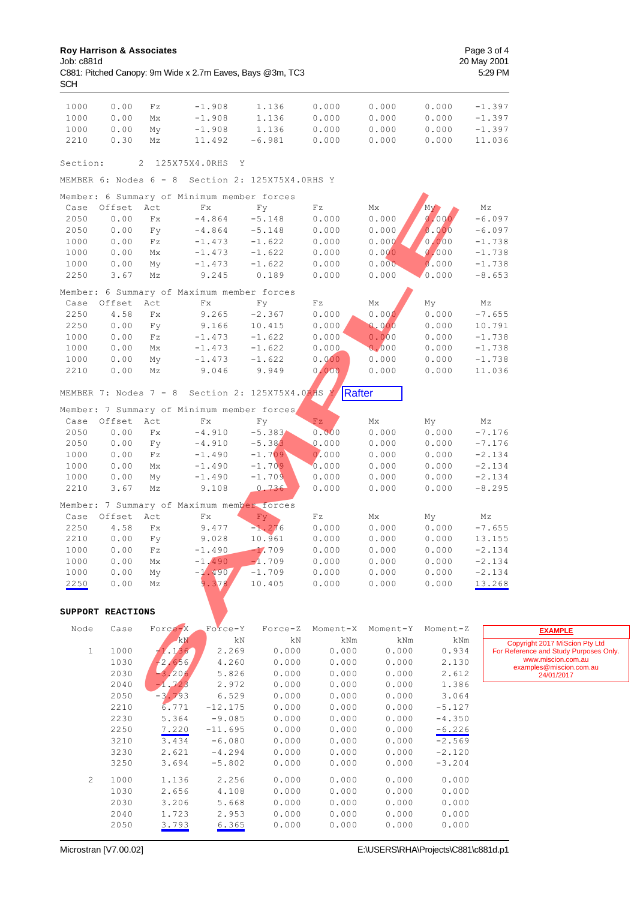| Case | Offset | Act | Fx | Fy | Fz | Mx | My | Mz |
|---|---|---|---|---|---|---|---|---|
| 1000 | 0.00 | Fz | -1.908 | 1.136 | 0.000 | 0.000 | 0.000 | -1.397 |
| 1000 | 0.00 | Mx | -1.908 | 1.136 | 0.000 | 0.000 | 0.000 | -1.397 |
| 1000 | 0.00 | My | -1.908 | 1.136 | 0.000 | 0.000 | 0.000 | -1.397 |
| 2210 | 0.30 | Mz | 11.492 | -6.981 | 0.000 | 0.000 | 0.000 | 11.036 |

Section: 2 125X75X4.0RHS Y

MEMBER 6: Nodes 6 - 8 Section 2: 125X75X4.0RHS Y

Member: 6 Summary of Minimum member forces

| Case | Offset | Act | Fx | Fy | Fz | Mx | My | Mz |
|---|---|---|---|---|---|---|---|---|
| 2050 | 0.00 | Fx | -4.864 | -5.148 | 0.000 | 0.000 | 0.000 | -6.097 |
| 2050 | 0.00 | Fy | -4.864 | -5.148 | 0.000 | 0.000 | 0.000 | -6.097 |
| 1000 | 0.00 | Fz | -1.473 | -1.622 | 0.000 | 0.000 | 0.000 | -1.738 |
| 1000 | 0.00 | Mx | -1.473 | -1.622 | 0.000 | 0.000 | 0.000 | -1.738 |
| 1000 | 0.00 | My | -1.473 | -1.622 | 0.000 | 0.000 | 0.000 | -1.738 |
| 2250 | 3.67 | Mz | 9.245 | 0.189 | 0.000 | 0.000 | 0.000 | -8.653 |

Member: 6 Summary of Maximum member forces

| Case | Offset | Act | Fx | Fy | Fz | Mx | My | Mz |
|---|---|---|---|---|---|---|---|---|
| 2250 | 4.58 | Fx | 9.265 | -2.367 | 0.000 | 0.000 | 0.000 | -7.655 |
| 2250 | 0.00 | Fy | 9.166 | 10.415 | 0.000 | 0.000 | 0.000 | 10.791 |
| 1000 | 0.00 | Fz | -1.473 | -1.622 | 0.000 | 0.000 | 0.000 | -1.738 |
| 1000 | 0.00 | Mx | -1.473 | -1.622 | 0.000 | 0.000 | 0.000 | -1.738 |
| 1000 | 0.00 | My | -1.473 | -1.622 | 0.000 | 0.000 | 0.000 | -1.738 |
| 2210 | 0.00 | Mz | 9.046 | 9.949 | 0.000 | 0.000 | 0.000 | 11.036 |

MEMBER 7: Nodes 7 - 8 Section 2: 125X75X4.0RHS Y   Rafter

Member: 7 Summary of Minimum member forces

| Case | Offset | Act | Fx | Fy | Fz | Mx | My | Mz |
|---|---|---|---|---|---|---|---|---|
| 2050 | 0.00 | Fx | -4.910 | -5.383 | 0.000 | 0.000 | 0.000 | -7.176 |
| 2050 | 0.00 | Fy | -4.910 | -5.383 | 0.000 | 0.000 | 0.000 | -7.176 |
| 1000 | 0.00 | Fz | -1.490 | -1.709 | 0.000 | 0.000 | 0.000 | -2.134 |
| 1000 | 0.00 | Mx | -1.490 | -1.709 | 0.000 | 0.000 | 0.000 | -2.134 |
| 1000 | 0.00 | My | -1.490 | -1.709 | 0.000 | 0.000 | 0.000 | -2.134 |
| 2210 | 3.67 | Mz | 9.108 | 0.736 | 0.000 | 0.000 | 0.000 | -8.295 |

Member: 7 Summary of Maximum member forces

| Case | Offset | Act | Fx | Fy | Fz | Mx | My | Mz |
|---|---|---|---|---|---|---|---|---|
| 2250 | 4.58 | Fx | 9.477 | -1.276 | 0.000 | 0.000 | 0.000 | -7.655 |
| 2210 | 0.00 | Fy | 9.028 | 10.961 | 0.000 | 0.000 | 0.000 | 13.155 |
| 1000 | 0.00 | Fz | -1.490 | -1.709 | 0.000 | 0.000 | 0.000 | -2.134 |
| 1000 | 0.00 | Mx | -1.490 | -1.709 | 0.000 | 0.000 | 0.000 | -2.134 |
| 1000 | 0.00 | My | -1.490 | -1.709 | 0.000 | 0.000 | 0.000 | -2.134 |
| 2250 | 0.00 | Mz | 9.378 | 10.405 | 0.000 | 0.000 | 0.000 | 13.268 |

**SUPPORT REACTIONS**

| Node | Case | Force-X kN | Force-Y kN | Force-Z kN | Moment-X kNm | Moment-Y kNm | Moment-Z kNm |
|---|---|---|---|---|---|---|---|
| 1 | 1000 | -1.136 | 2.269 | 0.000 | 0.000 | 0.000 | 0.934 |
| | 1030 | -2.656 | 4.260 | 0.000 | 0.000 | 0.000 | 2.130 |
| | 2030 | -3.206 | 5.826 | 0.000 | 0.000 | 0.000 | 2.612 |
| | 2040 | -1.723 | 2.972 | 0.000 | 0.000 | 0.000 | 1.386 |
| | 2050 | -3.793 | 6.529 | 0.000 | 0.000 | 0.000 | 3.064 |
| | 2210 | 6.771 | -12.175 | 0.000 | 0.000 | 0.000 | -5.127 |
| | 2230 | 5.364 | -9.085 | 0.000 | 0.000 | 0.000 | -4.350 |
| | 2250 | 7.220 | -11.695 | 0.000 | 0.000 | 0.000 | -6.226 |
| | 3210 | 3.434 | -6.080 | 0.000 | 0.000 | 0.000 | -2.569 |
| | 3230 | 2.621 | -4.294 | 0.000 | 0.000 | 0.000 | -2.120 |
| | 3250 | 3.694 | -5.802 | 0.000 | 0.000 | 0.000 | -3.204 |
| 2 | 1000 | 1.136 | 2.256 | 0.000 | 0.000 | 0.000 | 0.000 |
| | 1030 | 2.656 | 4.108 | 0.000 | 0.000 | 0.000 | 0.000 |
| | 2030 | 3.206 | 5.668 | 0.000 | 0.000 | 0.000 | 0.000 |
| | 2040 | 1.723 | 2.953 | 0.000 | 0.000 | 0.000 | 0.000 |
| | 2050 | 3.793 | 6.365 | 0.000 | 0.000 | 0.000 | 0.000 |

**EXAMPLE**

Copyright 2017 MiScion Pty Ltd
For Reference and Study Purposes Only.
www.miscion.com.au
examples@miscion.com.au
24/01/2017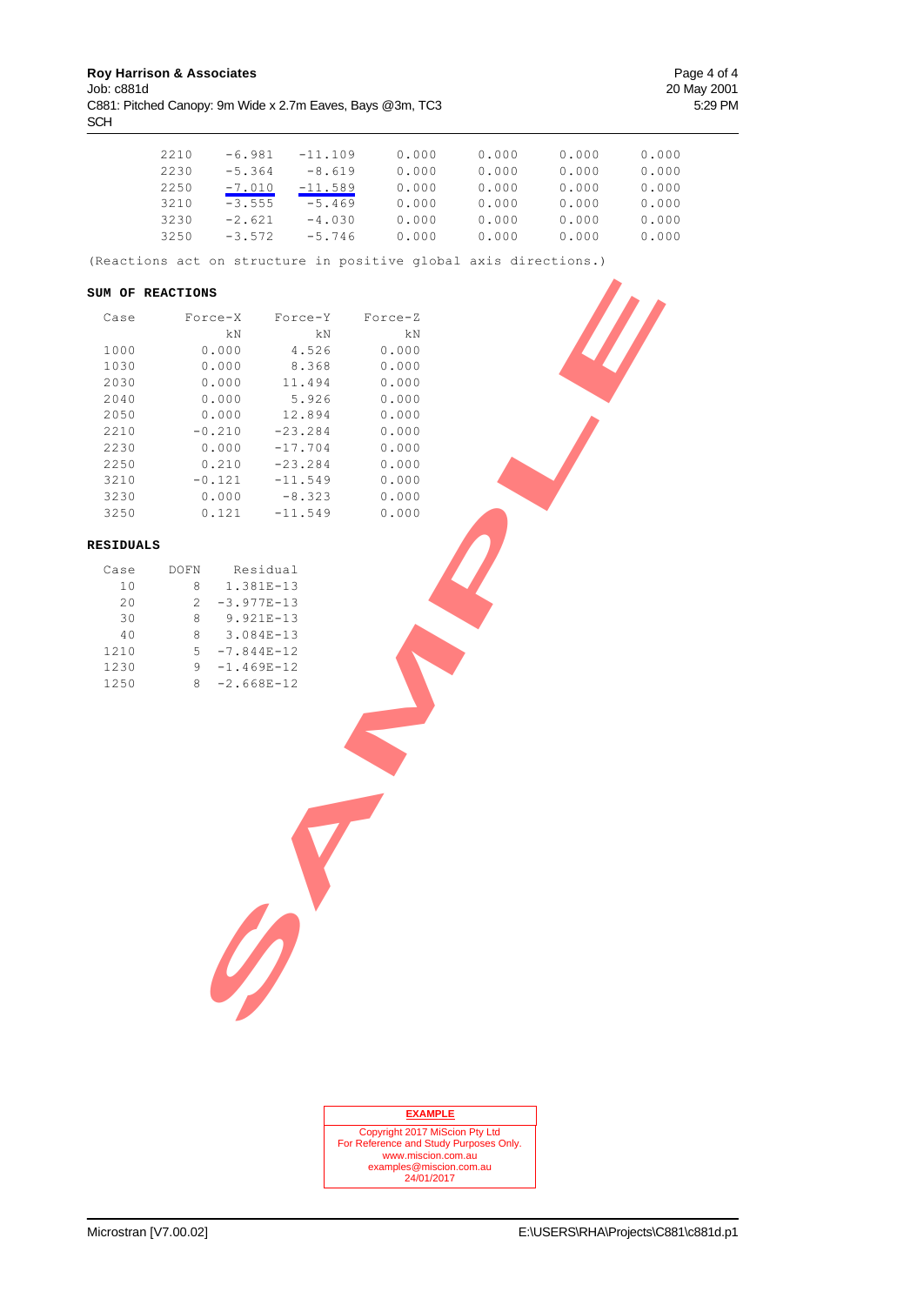| | | | | | | |
|---|---|---|---|---|---|---|
| 2210 | -6.981 | -11.109 | 0.000 | 0.000 | 0.000 | 0.000 |
| 2230 | -5.364 | -8.619 | 0.000 | 0.000 | 0.000 | 0.000 |
| 2250 | -7.010 | -11.589 | 0.000 | 0.000 | 0.000 | 0.000 |
| 3210 | -3.555 | -5.469 | 0.000 | 0.000 | 0.000 | 0.000 |
| 3230 | -2.621 | -4.030 | 0.000 | 0.000 | 0.000 | 0.000 |
| 3250 | -3.572 | -5.746 | 0.000 | 0.000 | 0.000 | 0.000 |

(Reactions act on structure in positive global axis directions.)

**SUM OF REACTIONS**

| Case | Force-X | Force-Y | Force-Z |
|---|---|---|---|
| | kN | kN | kN |
| 1000 | 0.000 | 4.526 | 0.000 |
| 1030 | 0.000 | 8.368 | 0.000 |
| 2030 | 0.000 | 11.494 | 0.000 |
| 2040 | 0.000 | 5.926 | 0.000 |
| 2050 | 0.000 | 12.894 | 0.000 |
| 2210 | -0.210 | -23.284 | 0.000 |
| 2230 | 0.000 | -17.704 | 0.000 |
| 2250 | 0.210 | -23.284 | 0.000 |
| 3210 | -0.121 | -11.549 | 0.000 |
| 3230 | 0.000 | -8.323 | 0.000 |
| 3250 | 0.121 | -11.549 | 0.000 |

**RESIDUALS**

| Case | DOFN | Residual |
|---|---|---|
| 10 | 8 | 1.381E-13 |
| 20 | 2 | -3.977E-13 |
| 30 | 8 | 9.921E-13 |
| 40 | 8 | 3.084E-13 |
| 1210 | 5 | -7.844E-12 |
| 1230 | 9 | -1.469E-12 |
| 1250 | 8 | -2.668E-12 |

SAMPLE

**EXAMPLE**

Copyright 2017 MiScion Pty Ltd
For Reference and Study Purposes Only.
www.miscion.com.au
examples@miscion.com.au
24/01/2017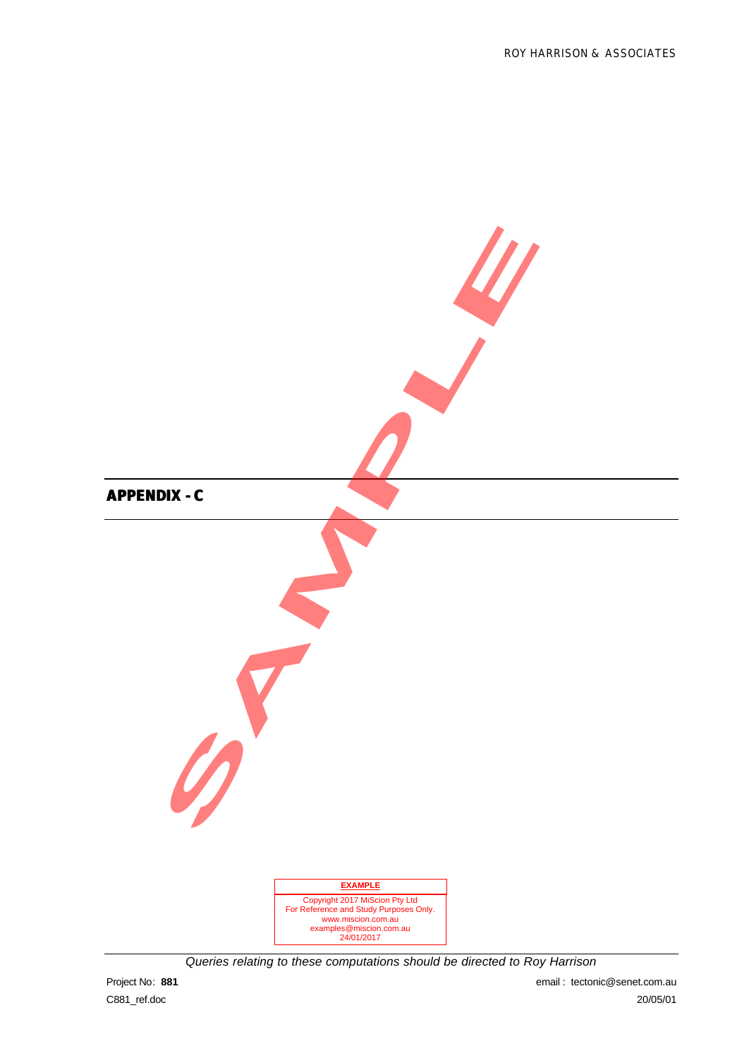# APPENDIX - C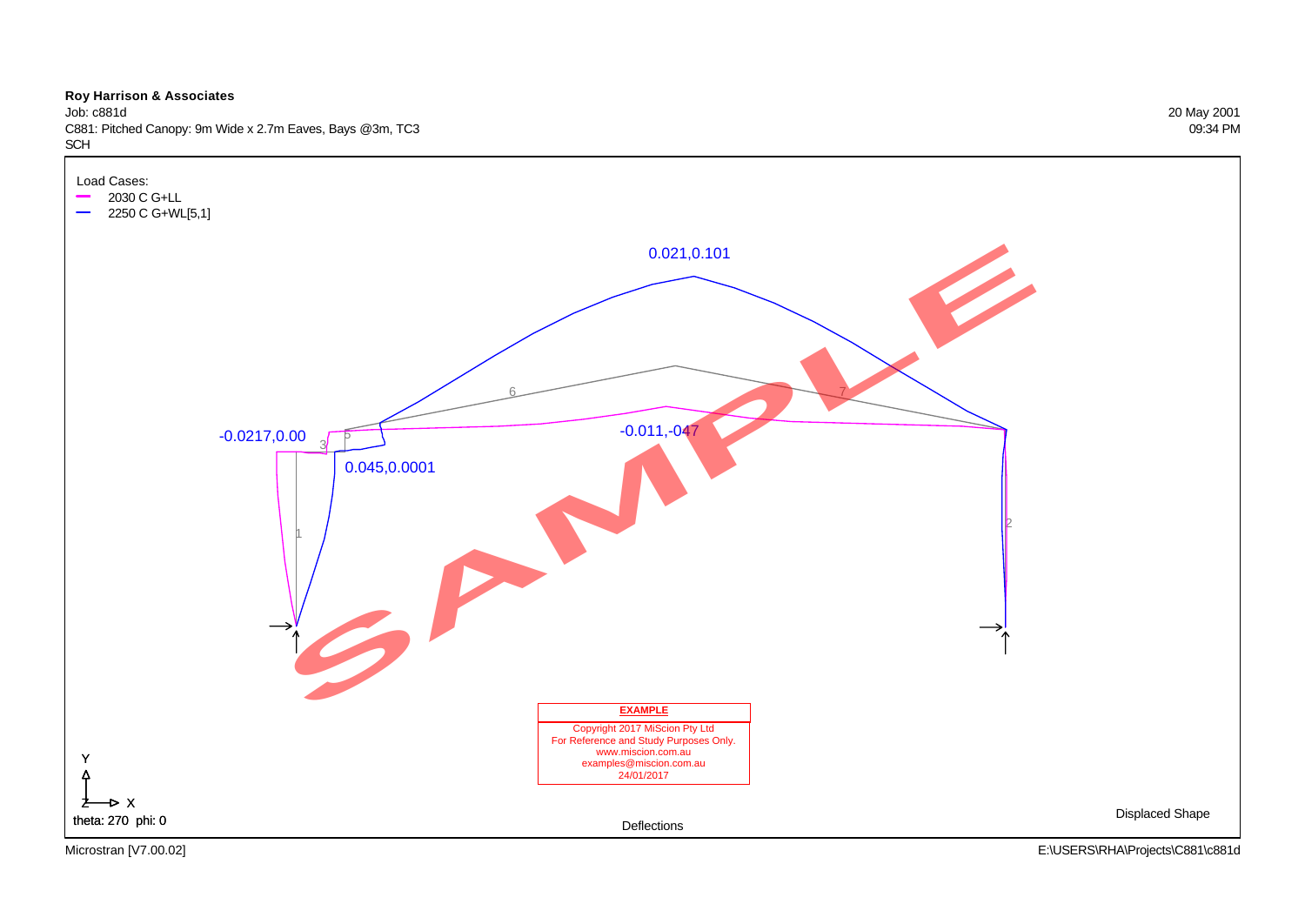**Roy Harrison & Associates**

Job: c881d

C881: Pitched Canopy: 9m Wide x 2.7m Eaves, Bays @3m, TC3

SCH

20 May 2001

09:34 PM

Load Cases:

2030 C G+LL

2250 C G+WL[5,1]

0.021,0.101

-0.0217,0.00

-0.011,-047

0.045,0.0001

1

2

3

5

6

7

SAMPLE

**EXAMPLE**

Copyright 2017 MiScion Pty Ltd
For Reference and Study Purposes Only.
www.miscion.com.au
examples@miscion.com.au
24/01/2017

Y

Z X

theta: 270 phi: 0

Deflections

Displaced Shape

Microstran [V7.00.02]

E:\USERS\RHA\Projects\C881\c881d